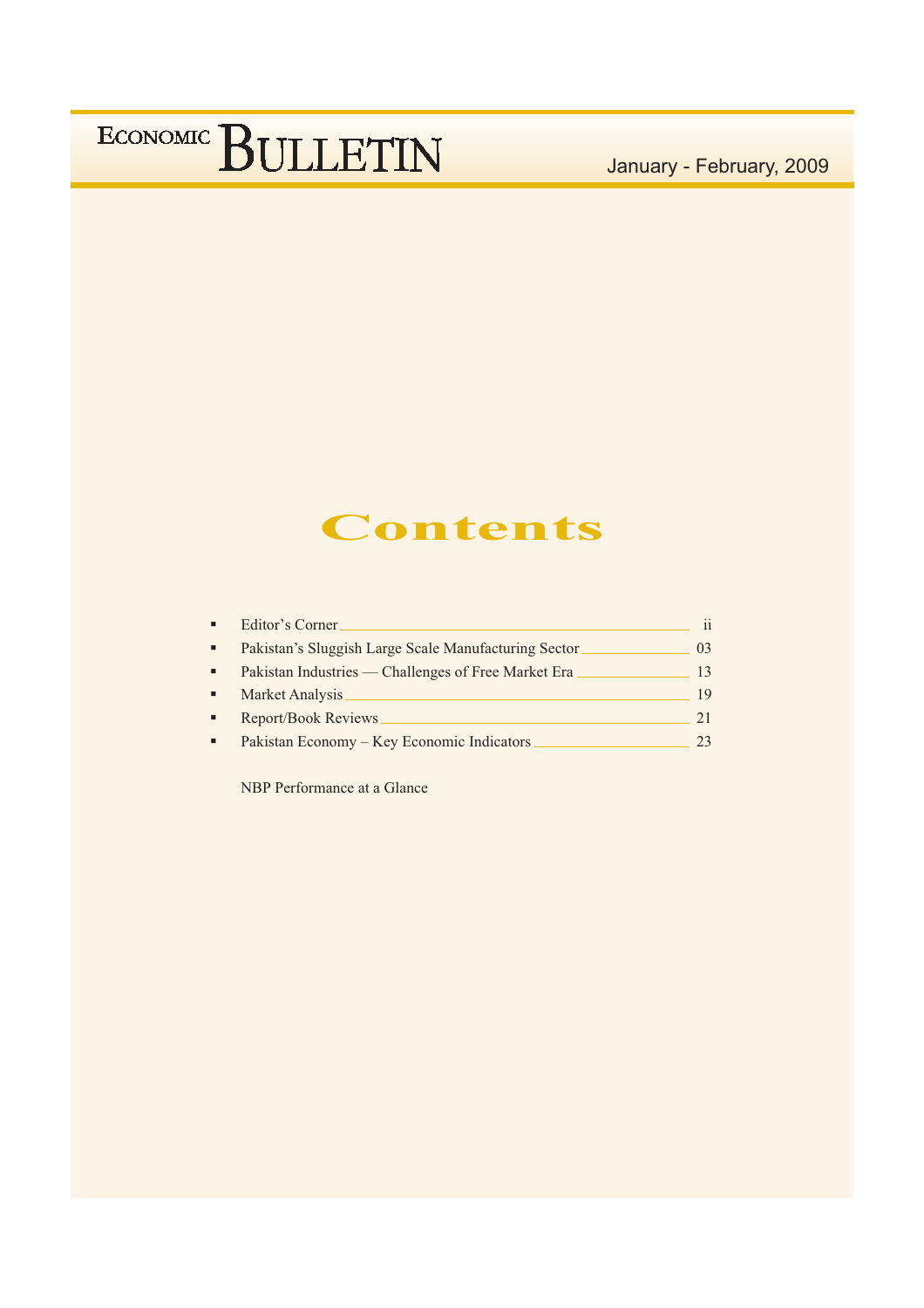# ECONOMIC BULLETIN

January - February, 2009

## Contents

- Editor's Corner ii
- Pakistan's Sluggish Large Scale Manufacturing Sector 03
- Pakistan Industries — Challenges of Free Market Era 13
- Market Analysis 19
- Report/Book Reviews 21
- Pakistan Economy – Key Economic Indicators 23

NBP Performance at a Glance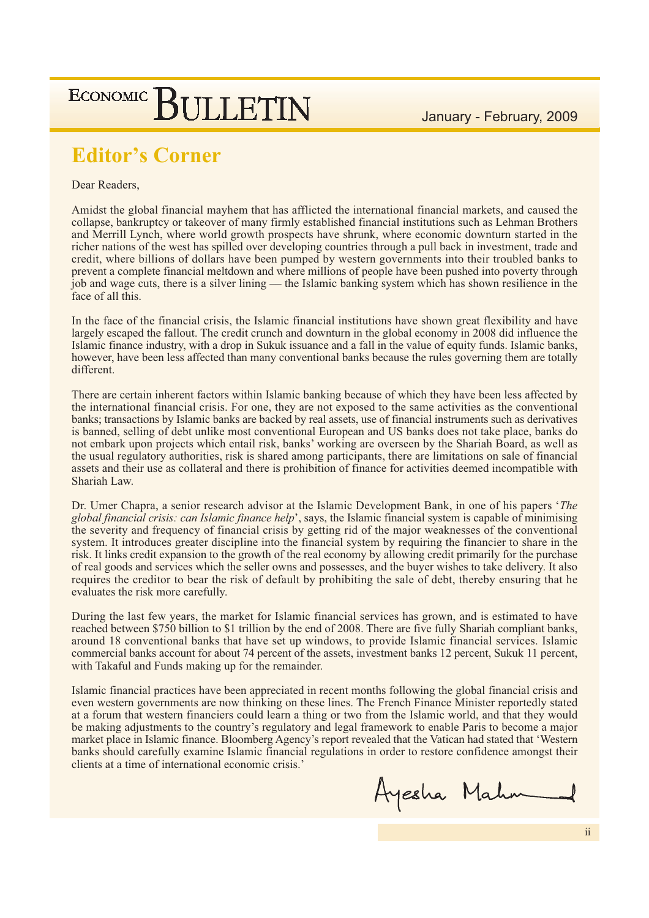## Editor's Corner

Dear Readers,

Amidst the global financial mayhem that has afflicted the international financial markets, and caused the collapse, bankruptcy or takeover of many firmly established financial institutions such as Lehman Brothers and Merrill Lynch, where world growth prospects have shrunk, where economic downturn started in the richer nations of the west has spilled over developing countries through a pull back in investment, trade and credit, where billions of dollars have been pumped by western governments into their troubled banks to prevent a complete financial meltdown and where millions of people have been pushed into poverty through job and wage cuts, there is a silver lining — the Islamic banking system which has shown resilience in the face of all this.

In the face of the financial crisis, the Islamic financial institutions have shown great flexibility and have largely escaped the fallout. The credit crunch and downturn in the global economy in 2008 did influence the Islamic finance industry, with a drop in Sukuk issuance and a fall in the value of equity funds. Islamic banks, however, have been less affected than many conventional banks because the rules governing them are totally different.

There are certain inherent factors within Islamic banking because of which they have been less affected by the international financial crisis. For one, they are not exposed to the same activities as the conventional banks; transactions by Islamic banks are backed by real assets, use of financial instruments such as derivatives is banned, selling of debt unlike most conventional European and US banks does not take place, banks do not embark upon projects which entail risk, banks' working are overseen by the Shariah Board, as well as the usual regulatory authorities, risk is shared among participants, there are limitations on sale of financial assets and their use as collateral and there is prohibition of finance for activities deemed incompatible with Shariah Law.

Dr. Umer Chapra, a senior research advisor at the Islamic Development Bank, in one of his papers '*The global financial crisis: can Islamic finance help*', says, the Islamic financial system is capable of minimising the severity and frequency of financial crisis by getting rid of the major weaknesses of the conventional system. It introduces greater discipline into the financial system by requiring the financier to share in the risk. It links credit expansion to the growth of the real economy by allowing credit primarily for the purchase of real goods and services which the seller owns and possesses, and the buyer wishes to take delivery. It also requires the creditor to bear the risk of default by prohibiting the sale of debt, thereby ensuring that he evaluates the risk more carefully.

During the last few years, the market for Islamic financial services has grown, and is estimated to have reached between $750 billion to $1 trillion by the end of 2008. There are five fully Shariah compliant banks, around 18 conventional banks that have set up windows, to provide Islamic financial services. Islamic commercial banks account for about 74 percent of the assets, investment banks 12 percent, Sukuk 11 percent, with Takaful and Funds making up for the remainder.

Islamic financial practices have been appreciated in recent months following the global financial crisis and even western governments are now thinking on these lines. The French Finance Minister reportedly stated at a forum that western financiers could learn a thing or two from the Islamic world, and that they would be making adjustments to the country's regulatory and legal framework to enable Paris to become a major market place in Islamic finance. Bloomberg Agency's report revealed that the Vatican had stated that 'Western banks should carefully examine Islamic financial regulations in order to restore confidence amongst their clients at a time of international economic crisis.'

Ayesha Mahmud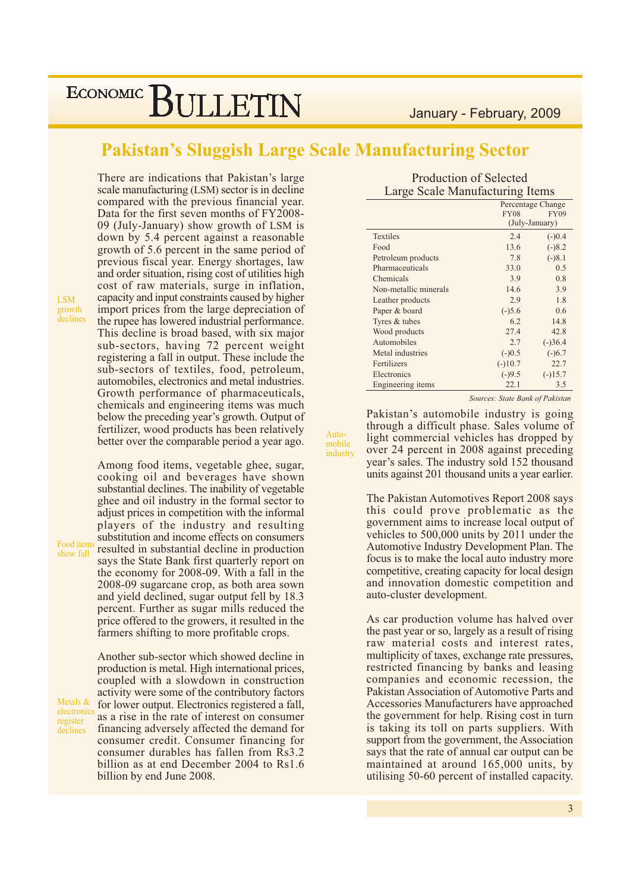# Pakistan's Sluggish Large Scale Manufacturing Sector

LSM growth declines

There are indications that Pakistan's large scale manufacturing (LSM) sector is in decline compared with the previous financial year. Data for the first seven months of FY2008-09 (July-January) show growth of LSM is down by 5.4 percent against a reasonable growth of 5.6 percent in the same period of previous fiscal year. Energy shortages, law and order situation, rising cost of utilities high cost of raw materials, surge in inflation, capacity and input constraints caused by higher import prices from the large depreciation of the rupee has lowered industrial performance. This decline is broad based, with six major sub-sectors, having 72 percent weight registering a fall in output. These include the sub-sectors of textiles, food, petroleum, automobiles, electronics and metal industries. Growth performance of pharmaceuticals, chemicals and engineering items was much below the preceding year's growth. Output of fertilizer, wood products has been relatively better over the comparable period a year ago.

Food items show fall

Among food items, vegetable ghee, sugar, cooking oil and beverages have shown substantial declines. The inability of vegetable ghee and oil industry in the formal sector to adjust prices in competition with the informal players of the industry and resulting substitution and income effects on consumers resulted in substantial decline in production says the State Bank first quarterly report on the economy for 2008-09. With a fall in the 2008-09 sugarcane crop, as both area sown and yield declined, sugar output fell by 18.3 percent. Further as sugar mills reduced the price offered to the growers, it resulted in the farmers shifting to more profitable crops.

Metals & electronics register declines

Another sub-sector which showed decline in production is metal. High international prices, coupled with a slowdown in construction activity were some of the contributory factors for lower output. Electronics registered a fall, as a rise in the rate of interest on consumer financing adversely affected the demand for consumer credit. Consumer financing for consumer durables has fallen from Rs3.2 billion as at end December 2004 to Rs1.6 billion by end June 2008.

**Production of Selected Large Scale Manufacturing Items**

| | Percentage Change | |
|---|---|---|
| | FY08 | FY09 |
| | (July-January) | |
| Textiles | 2.4 | (-)0.4 |
| Food | 13.6 | (-)8.2 |
| Petroleum products | 7.8 | (-)8.1 |
| Pharmaceuticals | 33.0 | 0.5 |
| Chemicals | 3.9 | 0.8 |
| Non-metallic minerals | 14.6 | 3.9 |
| Leather products | 2.9 | 1.8 |
| Paper & board | (-)5.6 | 0.6 |
| Tyres & tubes | 6.2 | 14.8 |
| Wood products | 27.4 | 42.8 |
| Automobiles | 2.7 | (-)36.4 |
| Metal industries | (-)0.5 | (-)6.7 |
| Fertilizers | (-)10.7 | 22.7 |
| Electronics | (-)9.5 | (-)15.7 |
| Engineering items | 22.1 | 3.5 |

*Sources: State Bank of Pakistan*

Automobile industry

Pakistan's automobile industry is going through a difficult phase. Sales volume of light commercial vehicles has dropped by over 24 percent in 2008 against preceding year's sales. The industry sold 152 thousand units against 201 thousand units a year earlier.

The Pakistan Automotives Report 2008 says this could prove problematic as the government aims to increase local output of vehicles to 500,000 units by 2011 under the Automotive Industry Development Plan. The focus is to make the local auto industry more competitive, creating capacity for local design and innovation domestic competition and auto-cluster development.

As car production volume has halved over the past year or so, largely as a result of rising raw material costs and interest rates, multiplicity of taxes, exchange rate pressures, restricted financing by banks and leasing companies and economic recession, the Pakistan Association of Automotive Parts and Accessories Manufacturers have approached the government for help. Rising cost in turn is taking its toll on parts suppliers. With support from the government, the Association says that the rate of annual car output can be maintained at around 165,000 units, by utilising 50-60 percent of installed capacity.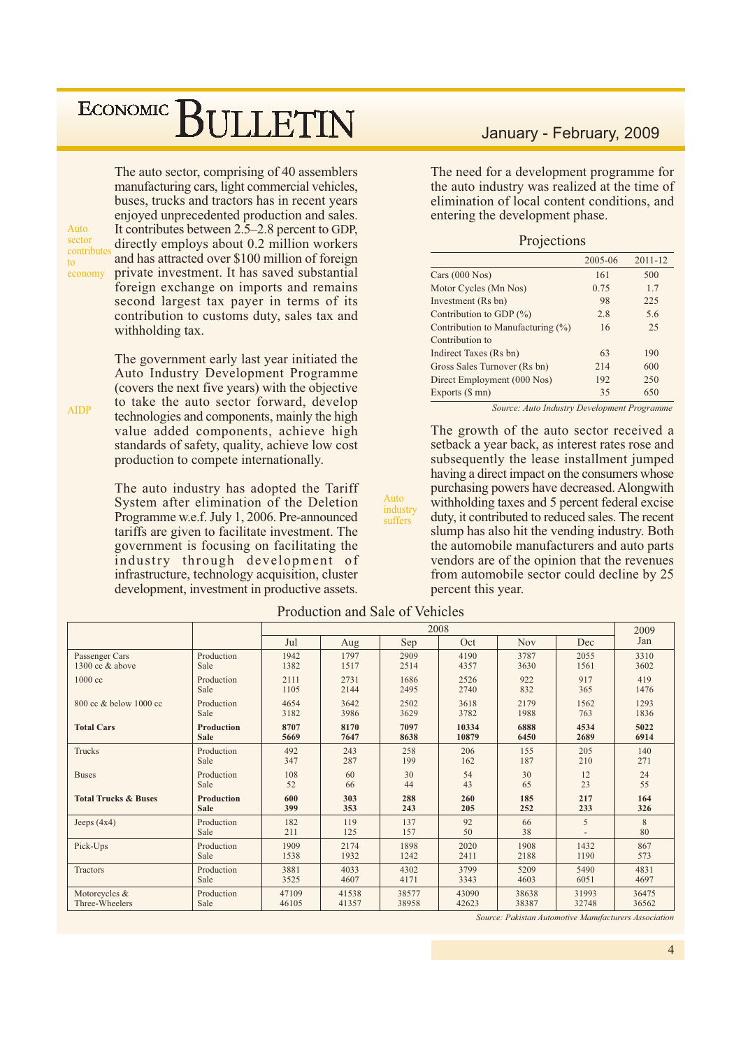Auto sector contributes to economy

The auto sector, comprising of 40 assemblers manufacturing cars, light commercial vehicles, buses, trucks and tractors has in recent years enjoyed unprecedented production and sales. It contributes between 2.5–2.8 percent to GDP, directly employs about 0.2 million workers and has attracted over $100 million of foreign private investment. It has saved substantial foreign exchange on imports and remains second largest tax payer in terms of its contribution to customs duty, sales tax and withholding tax.

AIDP

The government early last year initiated the Auto Industry Development Programme (covers the next five years) with the objective to take the auto sector forward, develop technologies and components, mainly the high value added components, achieve high standards of safety, quality, achieve low cost production to compete internationally.

The auto industry has adopted the Tariff System after elimination of the Deletion Programme w.e.f. July 1, 2006. Pre-announced tariffs are given to facilitate investment. The government is focusing on facilitating the industry through development of infrastructure, technology acquisition, cluster development, investment in productive assets.

The need for a development programme for the auto industry was realized at the time of elimination of local content conditions, and entering the development phase.

Projections

| | 2005-06 | 2011-12 |
|---|---|---|
| Cars (000 Nos) | 161 | 500 |
| Motor Cycles (Mn Nos) | 0.75 | 1.7 |
| Investment (Rs bn) | 98 | 225 |
| Contribution to GDP (%) | 2.8 | 5.6 |
| Contribution to Manufacturing (%) | 16 | 25 |
| Contribution to | | |
| Indirect Taxes (Rs bn) | 63 | 190 |
| Gross Sales Turnover (Rs bn) | 214 | 600 |
| Direct Employment (000 Nos) | 192 | 250 |
| Exports ($ mn) | 35 | 650 |

*Source: Auto Industry Development Programme*

Auto industry suffers

The growth of the auto sector received a setback a year back, as interest rates rose and subsequently the lease installment jumped having a direct impact on the consumers whose purchasing powers have decreased. Alongwith withholding taxes and 5 percent federal excise duty, it contributed to reduced sales. The recent slump has also hit the vending industry. Both the automobile manufacturers and auto parts vendors are of the opinion that the revenues from automobile sector could decline by 25 percent this year.

Production and Sale of Vehicles

| | | 2008 | | | | | | 2009 |
|---|---|---|---|---|---|---|---|---|
| | | Jul | Aug | Sep | Oct | Nov | Dec | Jan |
| Passenger Cars 1300 cc & above | Production | 1942 | 1797 | 2909 | 4190 | 3787 | 2055 | 3310 |
| | Sale | 1382 | 1517 | 2514 | 4357 | 3630 | 1561 | 3602 |
| 1000 cc | Production | 2111 | 2731 | 1686 | 2526 | 922 | 917 | 419 |
| | Sale | 1105 | 2144 | 2495 | 2740 | 832 | 365 | 1476 |
| 800 cc & below 1000 cc | Production | 4654 | 3642 | 2502 | 3618 | 2179 | 1562 | 1293 |
| | Sale | 3182 | 3986 | 3629 | 3782 | 1988 | 763 | 1836 |
| **Total Cars** | **Production** | **8707** | **8170** | **7097** | **10334** | **6888** | **4534** | **5022** |
| | **Sale** | **5669** | **7647** | **8638** | **10879** | **6450** | **2689** | **6914** |
| Trucks | Production | 492 | 243 | 258 | 206 | 155 | 205 | 140 |
| | Sale | 347 | 287 | 199 | 162 | 187 | 210 | 271 |
| Buses | Production | 108 | 60 | 30 | 54 | 30 | 12 | 24 |
| | Sale | 52 | 66 | 44 | 43 | 65 | 23 | 55 |
| **Total Trucks & Buses** | **Production** | **600** | **303** | **288** | **260** | **185** | **217** | **164** |
| | **Sale** | **399** | **353** | **243** | **205** | **252** | **233** | **326** |
| Jeeps (4x4) | Production | 182 | 119 | 137 | 92 | 66 | 5 | 8 |
| | Sale | 211 | 125 | 157 | 50 | 38 | - | 80 |
| Pick-Ups | Production | 1909 | 2174 | 1898 | 2020 | 1908 | 1432 | 867 |
| | Sale | 1538 | 1932 | 1242 | 2411 | 2188 | 1190 | 573 |
| Tractors | Production | 3881 | 4033 | 4302 | 3799 | 5209 | 5490 | 4831 |
| | Sale | 3525 | 4607 | 4171 | 3343 | 4603 | 6051 | 4697 |
| Motorcycles & Three-Wheelers | Production | 47109 | 41538 | 38577 | 43090 | 38638 | 31993 | 36475 |
| | Sale | 46105 | 41357 | 38958 | 42623 | 38387 | 32748 | 36562 |

*Source: Pakistan Automotive Manufacturers Association*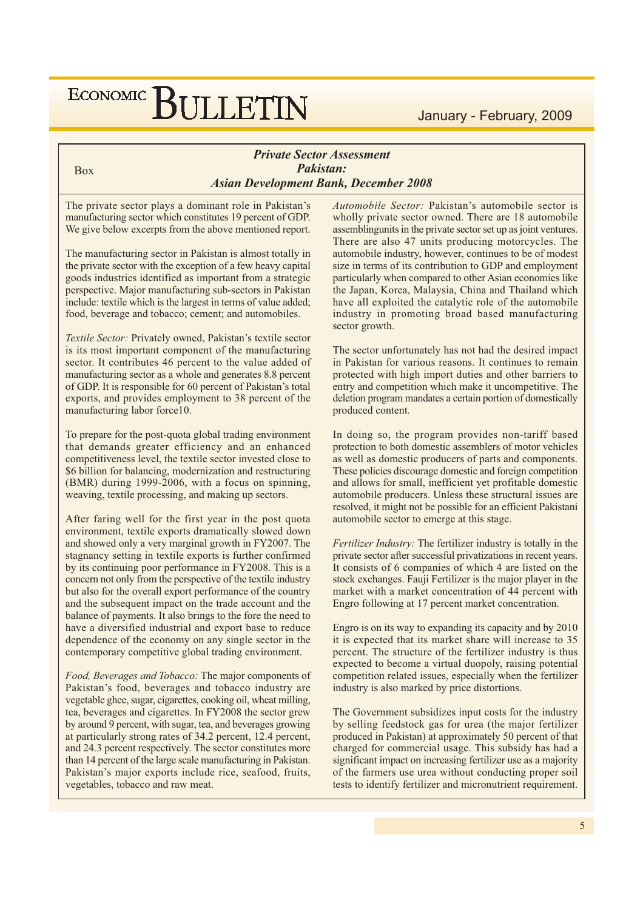Box

## *Private Sector Assessment Pakistan: Asian Development Bank, December 2008*

The private sector plays a dominant role in Pakistan's manufacturing sector which constitutes 19 percent of GDP. We give below excerpts from the above mentioned report.

The manufacturing sector in Pakistan is almost totally in the private sector with the exception of a few heavy capital goods industries identified as important from a strategic perspective. Major manufacturing sub-sectors in Pakistan include: textile which is the largest in terms of value added; food, beverage and tobacco; cement; and automobiles.

*Textile Sector:* Privately owned, Pakistan's textile sector is its most important component of the manufacturing sector. It contributes 46 percent to the value added of manufacturing sector as a whole and generates 8.8 percent of GDP. It is responsible for 60 percent of Pakistan's total exports, and provides employment to 38 percent of the manufacturing labor force10.

To prepare for the post-quota global trading environment that demands greater efficiency and an enhanced competitiveness level, the textile sector invested close to \$6 billion for balancing, modernization and restructuring (BMR) during 1999-2006, with a focus on spinning, weaving, textile processing, and making up sectors.

After faring well for the first year in the post quota environment, textile exports dramatically slowed down and showed only a very marginal growth in FY2007. The stagnancy setting in textile exports is further confirmed by its continuing poor performance in FY2008. This is a concern not only from the perspective of the textile industry but also for the overall export performance of the country and the subsequent impact on the trade account and the balance of payments. It also brings to the fore the need to have a diversified industrial and export base to reduce dependence of the economy on any single sector in the contemporary competitive global trading environment.

*Food, Beverages and Tobacco:* The major components of Pakistan's food, beverages and tobacco industry are vegetable ghee, sugar, cigarettes, cooking oil, wheat milling, tea, beverages and cigarettes. In FY2008 the sector grew by around 9 percent, with sugar, tea, and beverages growing at particularly strong rates of 34.2 percent, 12.4 percent, and 24.3 percent respectively. The sector constitutes more than 14 percent of the large scale manufacturing in Pakistan. Pakistan's major exports include rice, seafood, fruits, vegetables, tobacco and raw meat.

*Automobile Sector:* Pakistan's automobile sector is wholly private sector owned. There are 18 automobile assemblingunits in the private sector set up as joint ventures. There are also 47 units producing motorcycles. The automobile industry, however, continues to be of modest size in terms of its contribution to GDP and employment particularly when compared to other Asian economies like the Japan, Korea, Malaysia, China and Thailand which have all exploited the catalytic role of the automobile industry in promoting broad based manufacturing sector growth.

The sector unfortunately has not had the desired impact in Pakistan for various reasons. It continues to remain protected with high import duties and other barriers to entry and competition which make it uncompetitive. The deletion program mandates a certain portion of domestically produced content.

In doing so, the program provides non-tariff based protection to both domestic assemblers of motor vehicles as well as domestic producers of parts and components. These policies discourage domestic and foreign competition and allows for small, inefficient yet profitable domestic automobile producers. Unless these structural issues are resolved, it might not be possible for an efficient Pakistani automobile sector to emerge at this stage.

*Fertilizer Industry:* The fertilizer industry is totally in the private sector after successful privatizations in recent years. It consists of 6 companies of which 4 are listed on the stock exchanges. Fauji Fertilizer is the major player in the market with a market concentration of 44 percent with Engro following at 17 percent market concentration.

Engro is on its way to expanding its capacity and by 2010 it is expected that its market share will increase to 35 percent. The structure of the fertilizer industry is thus expected to become a virtual duopoly, raising potential competition related issues, especially when the fertilizer industry is also marked by price distortions.

The Government subsidizes input costs for the industry by selling feedstock gas for urea (the major fertilizer produced in Pakistan) at approximately 50 percent of that charged for commercial usage. This subsidy has had a significant impact on increasing fertilizer use as a majority of the farmers use urea without conducting proper soil tests to identify fertilizer and micronutrient requirement.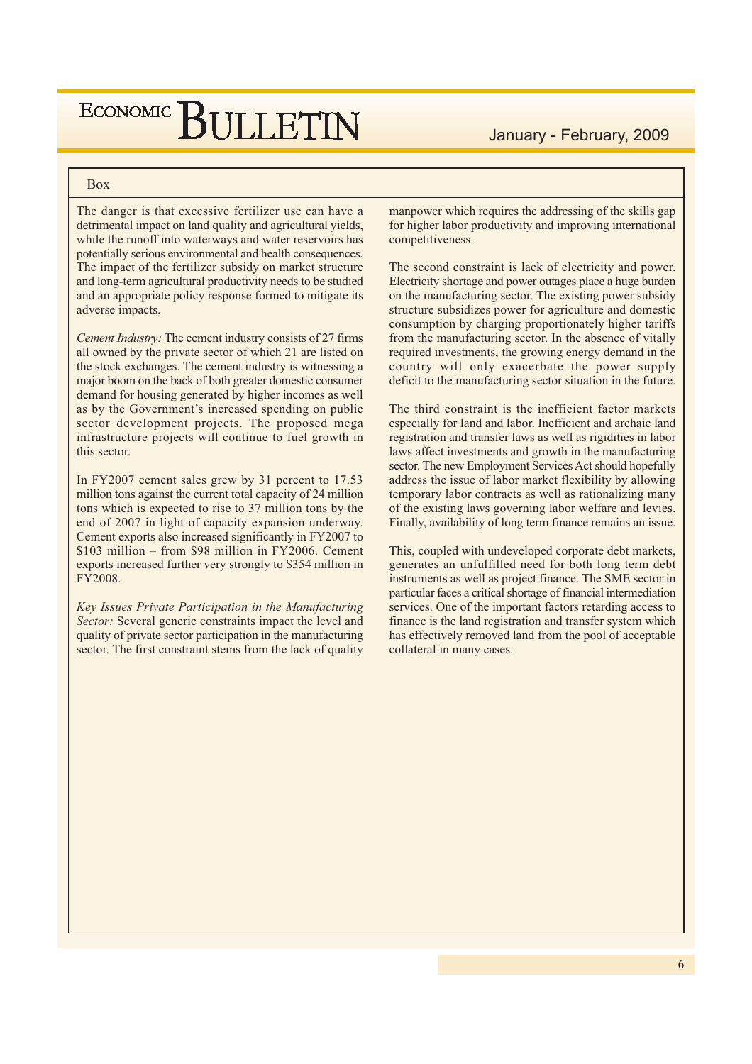Box

The danger is that excessive fertilizer use can have a detrimental impact on land quality and agricultural yields, while the runoff into waterways and water reservoirs has potentially serious environmental and health consequences. The impact of the fertilizer subsidy on market structure and long-term agricultural productivity needs to be studied and an appropriate policy response formed to mitigate its adverse impacts.

*Cement Industry:* The cement industry consists of 27 firms all owned by the private sector of which 21 are listed on the stock exchanges. The cement industry is witnessing a major boom on the back of both greater domestic consumer demand for housing generated by higher incomes as well as by the Government's increased spending on public sector development projects. The proposed mega infrastructure projects will continue to fuel growth in this sector.

In FY2007 cement sales grew by 31 percent to 17.53 million tons against the current total capacity of 24 million tons which is expected to rise to 37 million tons by the end of 2007 in light of capacity expansion underway. Cement exports also increased significantly in FY2007 to $103 million – from $98 million in FY2006. Cement exports increased further very strongly to $354 million in FY2008.

*Key Issues Private Participation in the Manufacturing Sector:* Several generic constraints impact the level and quality of private sector participation in the manufacturing sector. The first constraint stems from the lack of quality manpower which requires the addressing of the skills gap for higher labor productivity and improving international competitiveness.

The second constraint is lack of electricity and power. Electricity shortage and power outages place a huge burden on the manufacturing sector. The existing power subsidy structure subsidizes power for agriculture and domestic consumption by charging proportionately higher tariffs from the manufacturing sector. In the absence of vitally required investments, the growing energy demand in the country will only exacerbate the power supply deficit to the manufacturing sector situation in the future.

The third constraint is the inefficient factor markets especially for land and labor. Inefficient and archaic land registration and transfer laws as well as rigidities in labor laws affect investments and growth in the manufacturing sector. The new Employment Services Act should hopefully address the issue of labor market flexibility by allowing temporary labor contracts as well as rationalizing many of the existing laws governing labor welfare and levies. Finally, availability of long term finance remains an issue.

This, coupled with undeveloped corporate debt markets, generates an unfulfilled need for both long term debt instruments as well as project finance. The SME sector in particular faces a critical shortage of financial intermediation services. One of the important factors retarding access to finance is the land registration and transfer system which has effectively removed land from the pool of acceptable collateral in many cases.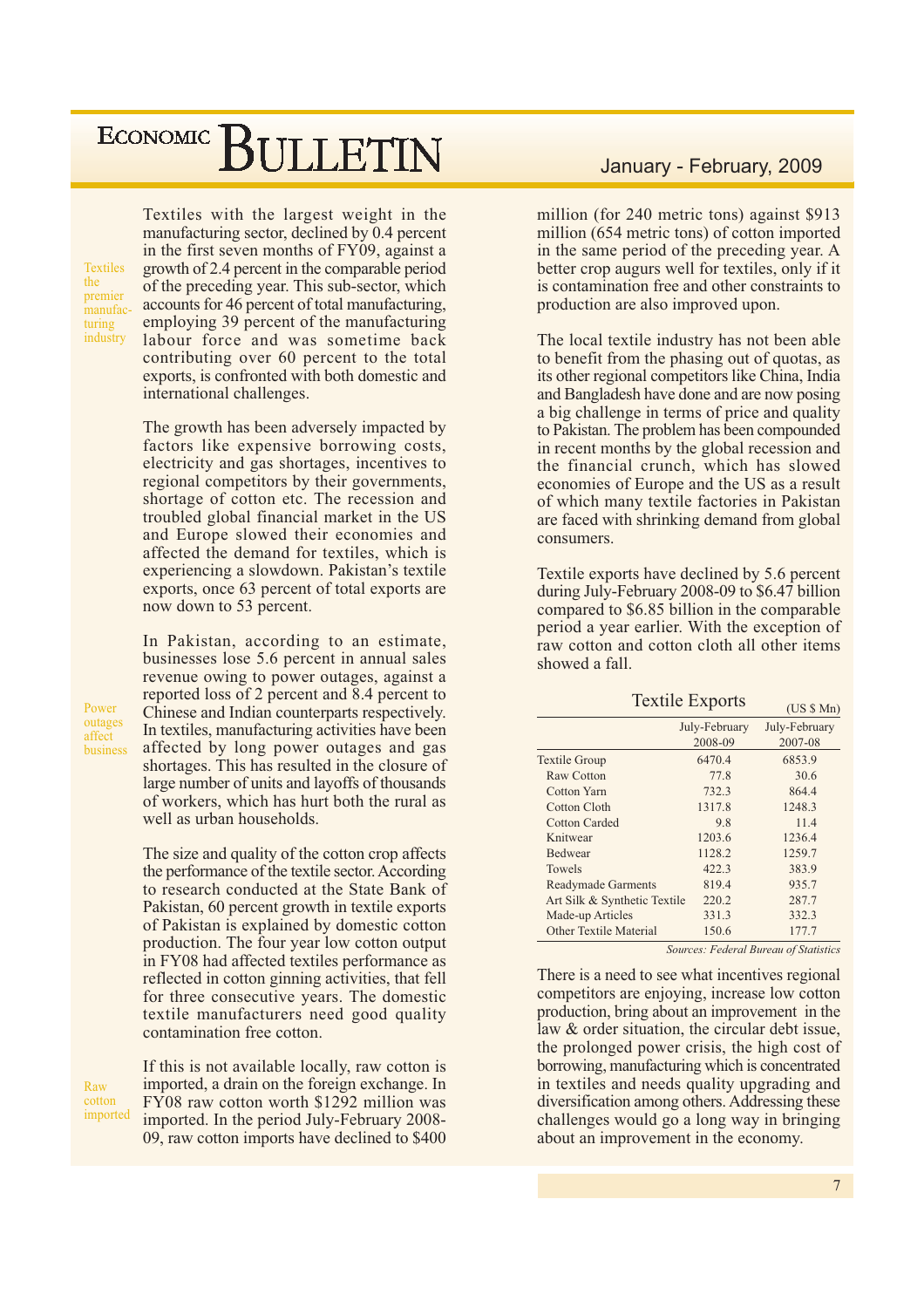*Textiles the premier manufacturing industry*

Textiles with the largest weight in the manufacturing sector, declined by 0.4 percent in the first seven months of FY09, against a growth of 2.4 percent in the comparable period of the preceding year. This sub-sector, which accounts for 46 percent of total manufacturing, employing 39 percent of the manufacturing labour force and was sometime back contributing over 60 percent to the total exports, is confronted with both domestic and international challenges.

The growth has been adversely impacted by factors like expensive borrowing costs, electricity and gas shortages, incentives to regional competitors by their governments, shortage of cotton etc. The recession and troubled global financial market in the US and Europe slowed their economies and affected the demand for textiles, which is experiencing a slowdown. Pakistan's textile exports, once 63 percent of total exports are now down to 53 percent.

*Power outages affect business*

In Pakistan, according to an estimate, businesses lose 5.6 percent in annual sales revenue owing to power outages, against a reported loss of 2 percent and 8.4 percent to Chinese and Indian counterparts respectively. In textiles, manufacturing activities have been affected by long power outages and gas shortages. This has resulted in the closure of large number of units and layoffs of thousands of workers, which has hurt both the rural as well as urban households.

The size and quality of the cotton crop affects the performance of the textile sector. According to research conducted at the State Bank of Pakistan, 60 percent growth in textile exports of Pakistan is explained by domestic cotton production. The four year low cotton output in FY08 had affected textiles performance as reflected in cotton ginning activities, that fell for three consecutive years. The domestic textile manufacturers need good quality contamination free cotton.

*Raw cotton imported*

If this is not available locally, raw cotton is imported, a drain on the foreign exchange. In FY08 raw cotton worth $1292 million was imported. In the period July-February 2008-09, raw cotton imports have declined to $400 million (for 240 metric tons) against $913 million (654 metric tons) of cotton imported in the same period of the preceding year. A better crop augurs well for textiles, only if it is contamination free and other constraints to production are also improved upon.

The local textile industry has not been able to benefit from the phasing out of quotas, as its other regional competitors like China, India and Bangladesh have done and are now posing a big challenge in terms of price and quality to Pakistan. The problem has been compounded in recent months by the global recession and the financial crunch, which has slowed economies of Europe and the US as a result of which many textile factories in Pakistan are faced with shrinking demand from global consumers.

Textile exports have declined by 5.6 percent during July-February 2008-09 to $6.47 billion compared to $6.85 billion in the comparable period a year earlier. With the exception of raw cotton and cotton cloth all other items showed a fall.

**Textile Exports** (US $ Mn)

| | July-February 2008-09 | July-February 2007-08 |
|---|---|---|
| Textile Group | 6470.4 | 6853.9 |
| Raw Cotton | 77.8 | 30.6 |
| Cotton Yarn | 732.3 | 864.4 |
| Cotton Cloth | 1317.8 | 1248.3 |
| Cotton Carded | 9.8 | 11.4 |
| Knitwear | 1203.6 | 1236.4 |
| Bedwear | 1128.2 | 1259.7 |
| Towels | 422.3 | 383.9 |
| Readymade Garments | 819.4 | 935.7 |
| Art Silk & Synthetic Textile | 220.2 | 287.7 |
| Made-up Articles | 331.3 | 332.3 |
| Other Textile Material | 150.6 | 177.7 |

*Sources: Federal Bureau of Statistics*

There is a need to see what incentives regional competitors are enjoying, increase low cotton production, bring about an improvement in the law & order situation, the circular debt issue, the prolonged power crisis, the high cost of borrowing, manufacturing which is concentrated in textiles and needs quality upgrading and diversification among others. Addressing these challenges would go a long way in bringing about an improvement in the economy.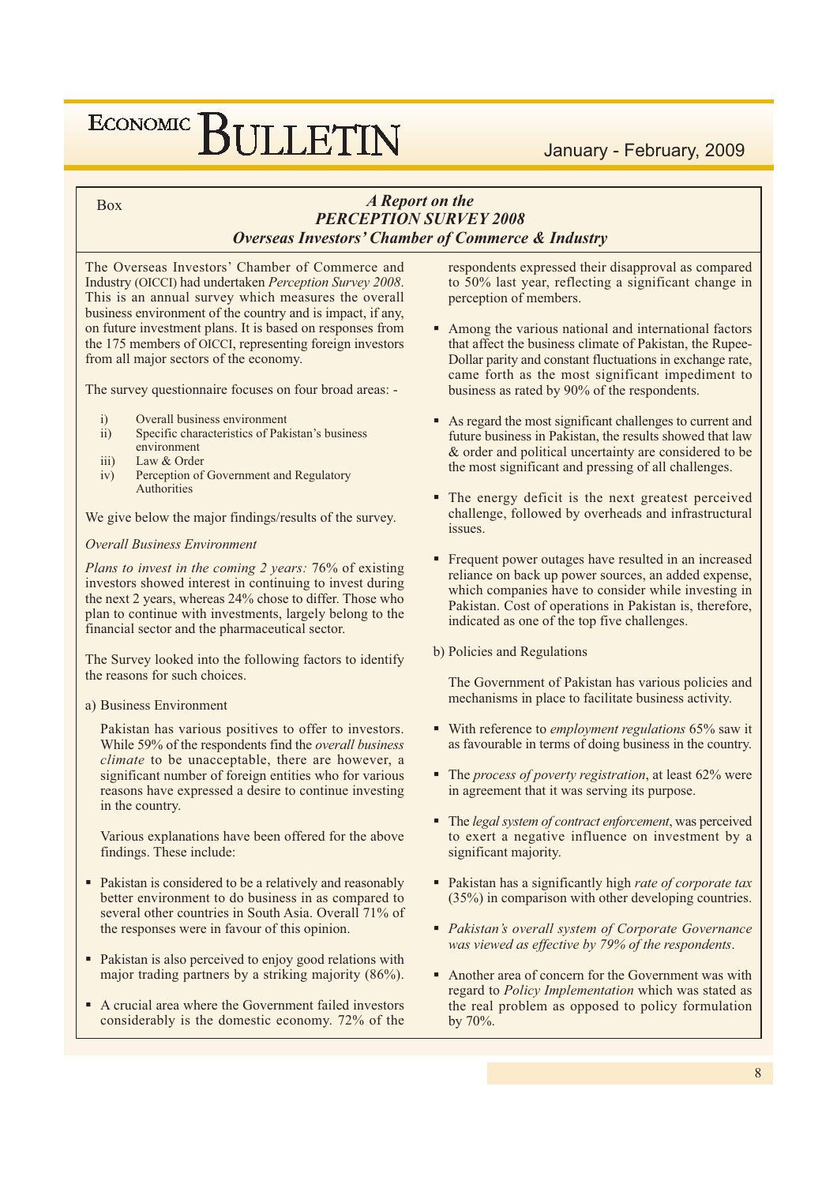Box

## *A Report on the PERCEPTION SURVEY 2008*
## *Overseas Investors' Chamber of Commerce & Industry*

The Overseas Investors' Chamber of Commerce and Industry (OICCI) had undertaken *Perception Survey 2008*. This is an annual survey which measures the overall business environment of the country and is impact, if any, on future investment plans. It is based on responses from the 175 members of OICCI, representing foreign investors from all major sectors of the economy.

The survey questionnaire focuses on four broad areas: -

i) Overall business environment
ii) Specific characteristics of Pakistan's business environment
iii) Law & Order
iv) Perception of Government and Regulatory Authorities

We give below the major findings/results of the survey.

*Overall Business Environment*

*Plans to invest in the coming 2 years:* 76% of existing investors showed interest in continuing to invest during the next 2 years, whereas 24% chose to differ. Those who plan to continue with investments, largely belong to the financial sector and the pharmaceutical sector.

The Survey looked into the following factors to identify the reasons for such choices.

a) Business Environment

Pakistan has various positives to offer to investors. While 59% of the respondents find the *overall business climate* to be unacceptable, there are however, a significant number of foreign entities who for various reasons have expressed a desire to continue investing in the country.

Various explanations have been offered for the above findings. These include:

- Pakistan is considered to be a relatively and reasonably better environment to do business in as compared to several other countries in South Asia. Overall 71% of the responses were in favour of this opinion.
- Pakistan is also perceived to enjoy good relations with major trading partners by a striking majority (86%).
- A crucial area where the Government failed investors considerably is the domestic economy. 72% of the respondents expressed their disapproval as compared to 50% last year, reflecting a significant change in perception of members.
- Among the various national and international factors that affect the business climate of Pakistan, the Rupee-Dollar parity and constant fluctuations in exchange rate, came forth as the most significant impediment to business as rated by 90% of the respondents.
- As regard the most significant challenges to current and future business in Pakistan, the results showed that law & order and political uncertainty are considered to be the most significant and pressing of all challenges.
- The energy deficit is the next greatest perceived challenge, followed by overheads and infrastructural issues.
- Frequent power outages have resulted in an increased reliance on back up power sources, an added expense, which companies have to consider while investing in Pakistan. Cost of operations in Pakistan is, therefore, indicated as one of the top five challenges.

b) Policies and Regulations

The Government of Pakistan has various policies and mechanisms in place to facilitate business activity.

- With reference to *employment regulations* 65% saw it as favourable in terms of doing business in the country.
- The *process of poverty registration*, at least 62% were in agreement that it was serving its purpose.
- The *legal system of contract enforcement*, was perceived to exert a negative influence on investment by a significant majority.
- Pakistan has a significantly high *rate of corporate tax* (35%) in comparison with other developing countries.
- *Pakistan's overall system of Corporate Governance was viewed as effective by 79% of the respondents*.
- Another area of concern for the Government was with regard to *Policy Implementation* which was stated as the real problem as opposed to policy formulation by 70%.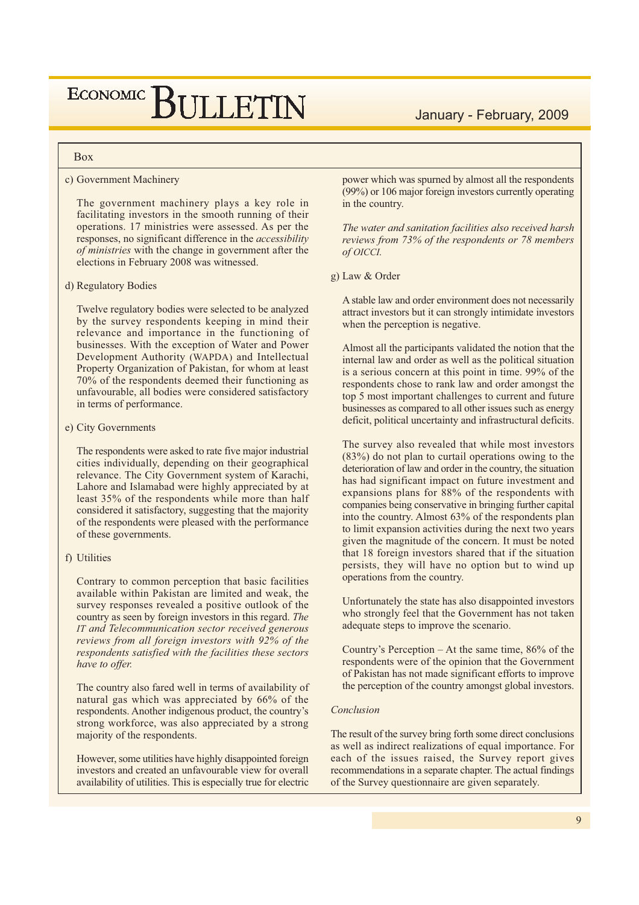Box

c) Government Machinery

The government machinery plays a key role in facilitating investors in the smooth running of their operations. 17 ministries were assessed. As per the responses, no significant difference in the *accessibility of ministries* with the change in government after the elections in February 2008 was witnessed.

d) Regulatory Bodies

Twelve regulatory bodies were selected to be analyzed by the survey respondents keeping in mind their relevance and importance in the functioning of businesses. With the exception of Water and Power Development Authority (WAPDA) and Intellectual Property Organization of Pakistan, for whom at least 70% of the respondents deemed their functioning as unfavourable, all bodies were considered satisfactory in terms of performance.

e) City Governments

The respondents were asked to rate five major industrial cities individually, depending on their geographical relevance. The City Government system of Karachi, Lahore and Islamabad were highly appreciated by at least 35% of the respondents while more than half considered it satisfactory, suggesting that the majority of the respondents were pleased with the performance of these governments.

f) Utilities

Contrary to common perception that basic facilities available within Pakistan are limited and weak, the survey responses revealed a positive outlook of the country as seen by foreign investors in this regard. *The IT and Telecommunication sector received generous reviews from all foreign investors with 92% of the respondents satisfied with the facilities these sectors have to offer.*

The country also fared well in terms of availability of natural gas which was appreciated by 66% of the respondents. Another indigenous product, the country's strong workforce, was also appreciated by a strong majority of the respondents.

However, some utilities have highly disappointed foreign investors and created an unfavourable view for overall availability of utilities. This is especially true for electric power which was spurned by almost all the respondents (99%) or 106 major foreign investors currently operating in the country.

*The water and sanitation facilities also received harsh reviews from 73% of the respondents or 78 members of OICCI.*

g) Law & Order

A stable law and order environment does not necessarily attract investors but it can strongly intimidate investors when the perception is negative.

Almost all the participants validated the notion that the internal law and order as well as the political situation is a serious concern at this point in time. 99% of the respondents chose to rank law and order amongst the top 5 most important challenges to current and future businesses as compared to all other issues such as energy deficit, political uncertainty and infrastructural deficits.

The survey also revealed that while most investors (83%) do not plan to curtail operations owing to the deterioration of law and order in the country, the situation has had significant impact on future investment and expansions plans for 88% of the respondents with companies being conservative in bringing further capital into the country. Almost 63% of the respondents plan to limit expansion activities during the next two years given the magnitude of the concern. It must be noted that 18 foreign investors shared that if the situation persists, they will have no option but to wind up operations from the country.

Unfortunately the state has also disappointed investors who strongly feel that the Government has not taken adequate steps to improve the scenario.

Country's Perception – At the same time, 86% of the respondents were of the opinion that the Government of Pakistan has not made significant efforts to improve the perception of the country amongst global investors.

*Conclusion*

The result of the survey bring forth some direct conclusions as well as indirect realizations of equal importance. For each of the issues raised, the Survey report gives recommendations in a separate chapter. The actual findings of the Survey questionnaire are given separately.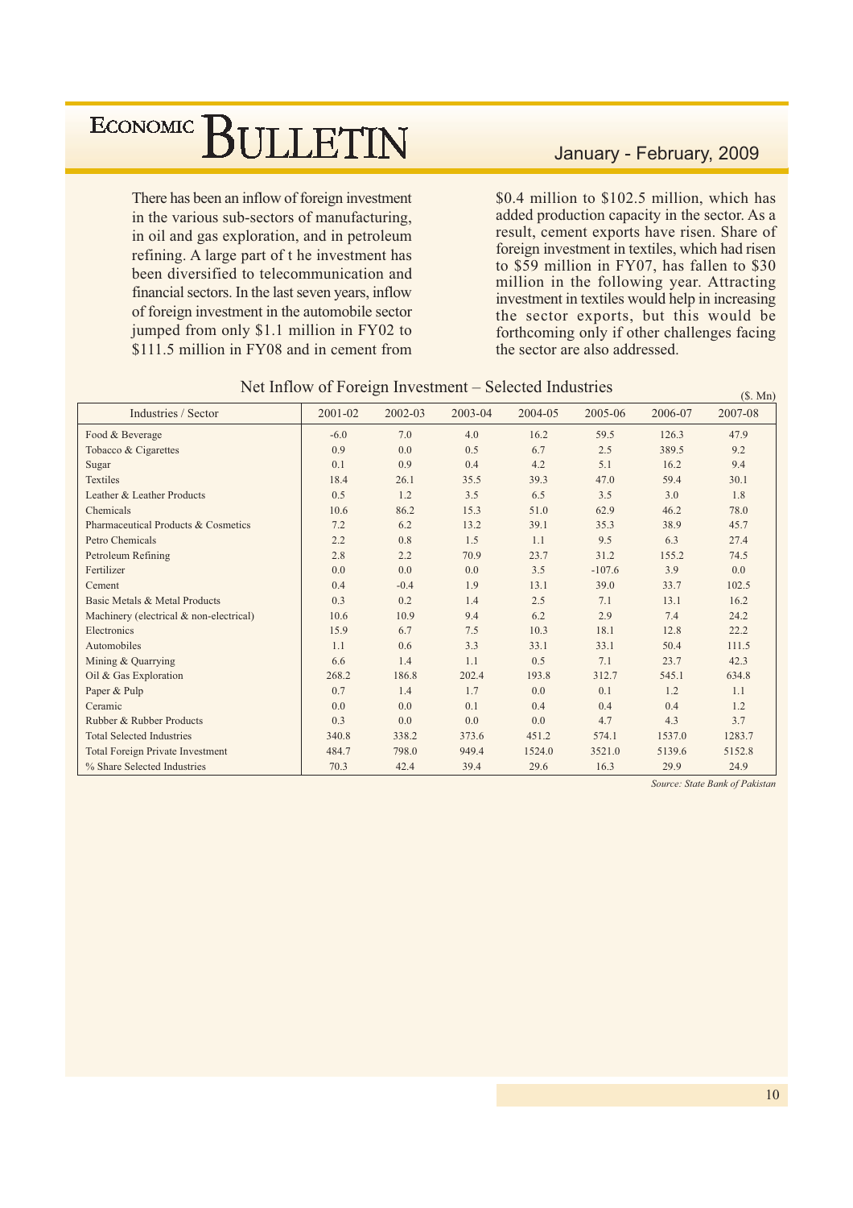There has been an inflow of foreign investment in the various sub-sectors of manufacturing, in oil and gas exploration, and in petroleum refining. A large part of t he investment has been diversified to telecommunication and financial sectors. In the last seven years, inflow of foreign investment in the automobile sector jumped from only $1.1 million in FY02 to $111.5 million in FY08 and in cement from $0.4 million to $102.5 million, which has added production capacity in the sector. As a result, cement exports have risen. Share of foreign investment in textiles, which had risen to $59 million in FY07, has fallen to $30 million in the following year. Attracting investment in textiles would help in increasing the sector exports, but this would be forthcoming only if other challenges facing the sector are also addressed.

Net Inflow of Foreign Investment – Selected Industries

($. Mn)

| Industries / Sector | 2001-02 | 2002-03 | 2003-04 | 2004-05 | 2005-06 | 2006-07 | 2007-08 |
|---|---|---|---|---|---|---|---|
| Food & Beverage | -6.0 | 7.0 | 4.0 | 16.2 | 59.5 | 126.3 | 47.9 |
| Tobacco & Cigarettes | 0.9 | 0.0 | 0.5 | 6.7 | 2.5 | 389.5 | 9.2 |
| Sugar | 0.1 | 0.9 | 0.4 | 4.2 | 5.1 | 16.2 | 9.4 |
| Textiles | 18.4 | 26.1 | 35.5 | 39.3 | 47.0 | 59.4 | 30.1 |
| Leather & Leather Products | 0.5 | 1.2 | 3.5 | 6.5 | 3.5 | 3.0 | 1.8 |
| Chemicals | 10.6 | 86.2 | 15.3 | 51.0 | 62.9 | 46.2 | 78.0 |
| Pharmaceutical Products & Cosmetics | 7.2 | 6.2 | 13.2 | 39.1 | 35.3 | 38.9 | 45.7 |
| Petro Chemicals | 2.2 | 0.8 | 1.5 | 1.1 | 9.5 | 6.3 | 27.4 |
| Petroleum Refining | 2.8 | 2.2 | 70.9 | 23.7 | 31.2 | 155.2 | 74.5 |
| Fertilizer | 0.0 | 0.0 | 0.0 | 3.5 | -107.6 | 3.9 | 0.0 |
| Cement | 0.4 | -0.4 | 1.9 | 13.1 | 39.0 | 33.7 | 102.5 |
| Basic Metals & Metal Products | 0.3 | 0.2 | 1.4 | 2.5 | 7.1 | 13.1 | 16.2 |
| Machinery (electrical & non-electrical) | 10.6 | 10.9 | 9.4 | 6.2 | 2.9 | 7.4 | 24.2 |
| Electronics | 15.9 | 6.7 | 7.5 | 10.3 | 18.1 | 12.8 | 22.2 |
| Automobiles | 1.1 | 0.6 | 3.3 | 33.1 | 33.1 | 50.4 | 111.5 |
| Mining & Quarrying | 6.6 | 1.4 | 1.1 | 0.5 | 7.1 | 23.7 | 42.3 |
| Oil & Gas Exploration | 268.2 | 186.8 | 202.4 | 193.8 | 312.7 | 545.1 | 634.8 |
| Paper & Pulp | 0.7 | 1.4 | 1.7 | 0.0 | 0.1 | 1.2 | 1.1 |
| Ceramic | 0.0 | 0.0 | 0.1 | 0.4 | 0.4 | 0.4 | 1.2 |
| Rubber & Rubber Products | 0.3 | 0.0 | 0.0 | 0.0 | 4.7 | 4.3 | 3.7 |
| Total Selected Industries | 340.8 | 338.2 | 373.6 | 451.2 | 574.1 | 1537.0 | 1283.7 |
| Total Foreign Private Investment | 484.7 | 798.0 | 949.4 | 1524.0 | 3521.0 | 5139.6 | 5152.8 |
| % Share Selected Industries | 70.3 | 42.4 | 39.4 | 29.6 | 16.3 | 29.9 | 24.9 |

*Source: State Bank of Pakistan*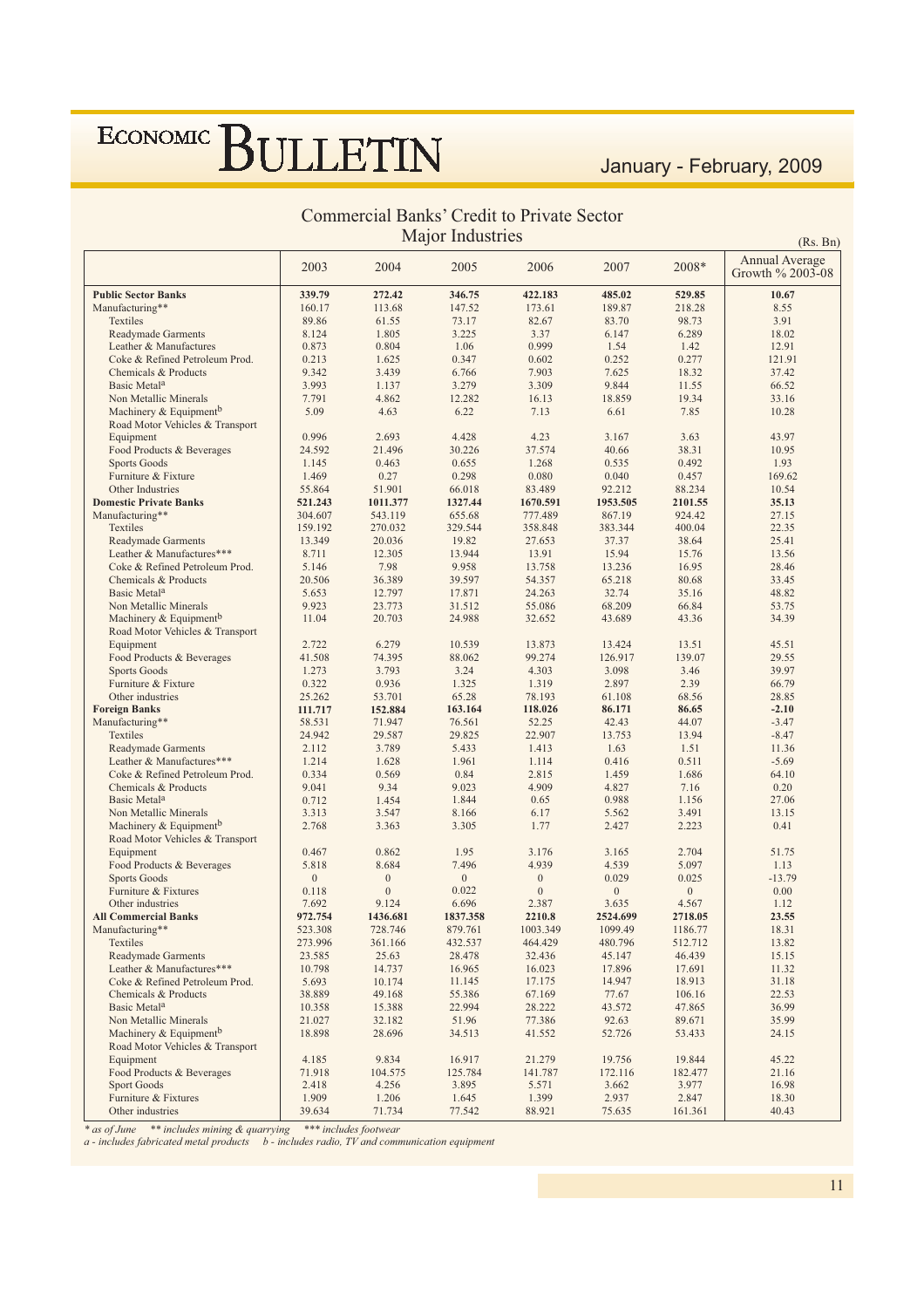## Commercial Banks' Credit to Private Sector
### Major Industries

(Rs. Bn)

| | 2003 | 2004 | 2005 | 2006 | 2007 | 2008* | Annual Average Growth % 2003-08 |
|---|---|---|---|---|---|---|---|
| **Public Sector Banks** | **339.79** | **272.42** | **346.75** | **422.183** | **485.02** | **529.85** | **10.67** |
| Manufacturing** | 160.17 | 113.68 | 147.52 | 173.61 | 189.87 | 218.28 | 8.55 |
| Textiles | 89.86 | 61.55 | 73.17 | 82.67 | 83.70 | 98.73 | 3.91 |
| Readymade Garments | 8.124 | 1.805 | 3.225 | 3.37 | 6.147 | 6.289 | 18.02 |
| Leather & Manufactures | 0.873 | 0.804 | 1.06 | 0.999 | 1.54 | 1.42 | 12.91 |
| Coke & Refined Petroleum Prod. | 0.213 | 1.625 | 0.347 | 0.602 | 0.252 | 0.277 | 121.91 |
| Chemicals & Products | 9.342 | 3.439 | 6.766 | 7.903 | 7.625 | 18.32 | 37.42 |
| Basic Metal[a] | 3.993 | 1.137 | 3.279 | 3.309 | 9.844 | 11.55 | 66.52 |
| Non Metallic Minerals | 7.791 | 4.862 | 12.282 | 16.13 | 18.859 | 19.34 | 33.16 |
| Machinery & Equipment[b] | 5.09 | 4.63 | 6.22 | 7.13 | 6.61 | 7.85 | 10.28 |
| Road Motor Vehicles & Transport Equipment | 0.996 | 2.693 | 4.428 | 4.23 | 3.167 | 3.63 | 43.97 |
| Food Products & Beverages | 24.592 | 21.496 | 30.226 | 37.574 | 40.66 | 38.31 | 10.95 |
| Sports Goods | 1.145 | 0.463 | 0.655 | 1.268 | 0.535 | 0.492 | 1.93 |
| Furniture & Fixture | 1.469 | 0.27 | 0.298 | 0.080 | 0.040 | 0.457 | 169.62 |
| Other Industries | 55.864 | 51.901 | 66.018 | 83.489 | 92.212 | 88.234 | 10.54 |
| **Domestic Private Banks** | **521.243** | **1011.377** | **1327.44** | **1670.591** | **1953.505** | **2101.55** | **35.13** |
| Manufacturing** | 304.607 | 543.119 | 655.68 | 777.489 | 867.19 | 924.42 | 27.15 |
| Textiles | 159.192 | 270.032 | 329.544 | 358.848 | 383.344 | 400.04 | 22.35 |
| Readymade Garments | 13.349 | 20.036 | 19.82 | 27.653 | 37.37 | 38.64 | 25.41 |
| Leather & Manufactures*** | 8.711 | 12.305 | 13.944 | 13.91 | 15.94 | 15.76 | 13.56 |
| Coke & Refined Petroleum Prod. | 5.146 | 7.98 | 9.958 | 13.758 | 13.236 | 16.95 | 28.46 |
| Chemicals & Products | 20.506 | 36.389 | 39.597 | 54.357 | 65.218 | 80.68 | 33.45 |
| Basic Metal[a] | 5.653 | 12.797 | 17.871 | 24.263 | 32.74 | 35.16 | 48.82 |
| Non Metallic Minerals | 9.923 | 23.773 | 31.512 | 55.086 | 68.209 | 66.84 | 53.75 |
| Machinery & Equipment[b] | 11.04 | 20.703 | 24.988 | 32.652 | 43.689 | 43.36 | 34.39 |
| Road Motor Vehicles & Transport Equipment | 2.722 | 6.279 | 10.539 | 13.873 | 13.424 | 13.51 | 45.51 |
| Food Products & Beverages | 41.508 | 74.395 | 88.062 | 99.274 | 126.917 | 139.07 | 29.55 |
| Sports Goods | 1.273 | 3.793 | 3.24 | 4.303 | 3.098 | 3.46 | 39.97 |
| Furniture & Fixture | 0.322 | 0.936 | 1.325 | 1.319 | 2.897 | 2.39 | 66.79 |
| Other industries | 25.262 | 53.701 | 65.28 | 78.193 | 61.108 | 68.56 | 28.85 |
| **Foreign Banks** | **111.717** | **152.884** | **163.164** | **118.026** | **86.171** | **86.65** | **-2.10** |
| Manufacturing** | 58.531 | 71.947 | 76.561 | 52.25 | 42.43 | 44.07 | -3.47 |
| Textiles | 24.942 | 29.587 | 29.825 | 22.907 | 13.753 | 13.94 | -8.47 |
| Readymade Garments | 2.112 | 3.789 | 5.433 | 1.413 | 1.63 | 1.51 | 11.36 |
| Leather & Manufactures*** | 1.214 | 1.628 | 1.961 | 1.114 | 0.416 | 0.511 | -5.69 |
| Coke & Refined Petroleum Prod. | 0.334 | 0.569 | 0.84 | 2.815 | 1.459 | 1.686 | 64.10 |
| Chemicals & Products | 9.041 | 9.34 | 9.023 | 4.909 | 4.827 | 7.16 | 0.20 |
| Basic Metal[a] | 0.712 | 1.454 | 1.844 | 0.65 | 0.988 | 1.156 | 27.06 |
| Non Metallic Minerals | 3.313 | 3.547 | 8.166 | 6.17 | 5.562 | 3.491 | 13.15 |
| Machinery & Equipment[b] | 2.768 | 3.363 | 3.305 | 1.77 | 2.427 | 2.223 | 0.41 |
| Road Motor Vehicles & Transport Equipment | 0.467 | 0.862 | 1.95 | 3.176 | 3.165 | 2.704 | 51.75 |
| Food Products & Beverages | 5.818 | 8.684 | 7.496 | 4.939 | 4.539 | 5.097 | 1.13 |
| Sports Goods | 0 | 0 | 0 | 0 | 0.029 | 0.025 | -13.79 |
| Furniture & Fixtures | 0.118 | 0 | 0.022 | 0 | 0 | 0 | 0.00 |
| Other industries | 7.692 | 9.124 | 6.696 | 2.387 | 3.635 | 4.567 | 1.12 |
| **All Commercial Banks** | **972.754** | **1436.681** | **1837.358** | **2210.8** | **2524.699** | **2718.05** | **23.55** |
| Manufacturing** | 523.308 | 728.746 | 879.761 | 1003.349 | 1099.49 | 1186.77 | 18.31 |
| Textiles | 273.996 | 361.166 | 432.537 | 464.429 | 480.796 | 512.712 | 13.82 |
| Readymade Garments | 23.585 | 25.63 | 28.478 | 32.436 | 45.147 | 46.439 | 15.15 |
| Leather & Manufactures*** | 10.798 | 14.737 | 16.965 | 16.023 | 17.896 | 17.691 | 11.32 |
| Coke & Refined Petroleum Prod. | 5.693 | 10.174 | 11.145 | 17.175 | 14.947 | 18.913 | 31.18 |
| Chemicals & Products | 38.889 | 49.168 | 55.386 | 67.169 | 77.67 | 106.16 | 22.53 |
| Basic Metal[a] | 10.358 | 15.388 | 22.994 | 28.222 | 43.572 | 47.865 | 36.99 |
| Non Metallic Minerals | 21.027 | 32.182 | 51.96 | 77.386 | 92.63 | 89.671 | 35.99 |
| Machinery & Equipment[b] | 18.898 | 28.696 | 34.513 | 41.552 | 52.726 | 53.433 | 24.15 |
| Road Motor Vehicles & Transport Equipment | 4.185 | 9.834 | 16.917 | 21.279 | 19.756 | 19.844 | 45.22 |
| Food Products & Beverages | 71.918 | 104.575 | 125.784 | 141.787 | 172.116 | 182.477 | 21.16 |
| Sport Goods | 2.418 | 4.256 | 3.895 | 5.571 | 3.662 | 3.977 | 16.98 |
| Furniture & Fixtures | 1.909 | 1.206 | 1.645 | 1.399 | 2.937 | 2.847 | 18.30 |
| Other industries | 39.634 | 71.734 | 77.542 | 88.921 | 75.635 | 161.361 | 40.43 |

*\* as of June &nbsp;&nbsp; \*\* includes mining & quarrying &nbsp;&nbsp; \*\*\* includes footwear*

*a - includes fabricated metal products &nbsp;&nbsp; b - includes radio, TV and communication equipment*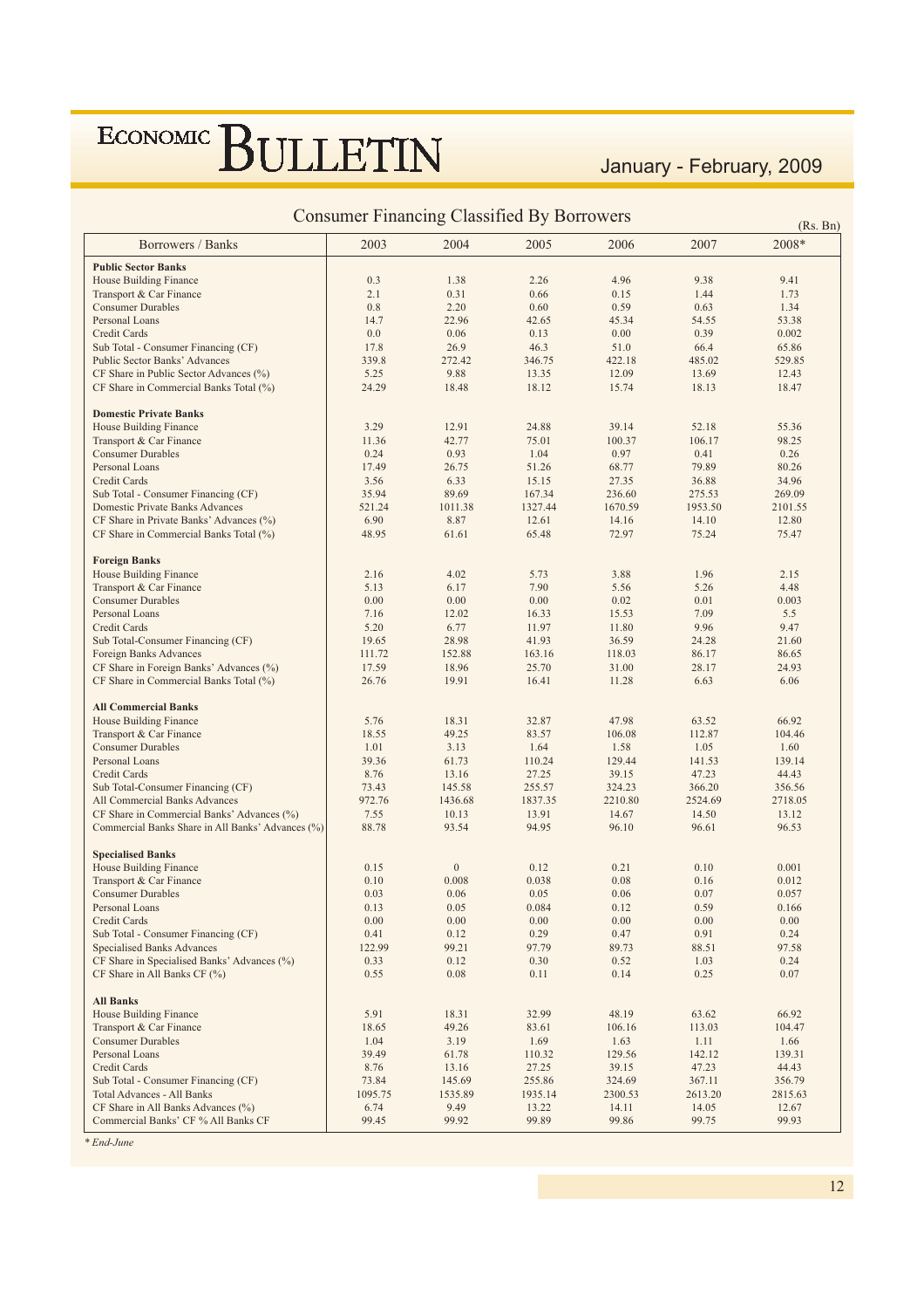## Consumer Financing Classified By Borrowers

(Rs. Bn)

| Borrowers / Banks | 2003 | 2004 | 2005 | 2006 | 2007 | 2008* |
|---|---|---|---|---|---|---|
| **Public Sector Banks** | | | | | | |
| House Building Finance | 0.3 | 1.38 | 2.26 | 4.96 | 9.38 | 9.41 |
| Transport & Car Finance | 2.1 | 0.31 | 0.66 | 0.15 | 1.44 | 1.73 |
| Consumer Durables | 0.8 | 2.20 | 0.60 | 0.59 | 0.63 | 1.34 |
| Personal Loans | 14.7 | 22.96 | 42.65 | 45.34 | 54.55 | 53.38 |
| Credit Cards | 0.0 | 0.06 | 0.13 | 0.00 | 0.39 | 0.002 |
| Sub Total - Consumer Financing (CF) | 17.8 | 26.9 | 46.3 | 51.0 | 66.4 | 65.86 |
| Public Sector Banks' Advances | 339.8 | 272.42 | 346.75 | 422.18 | 485.02 | 529.85 |
| CF Share in Public Sector Advances (%) | 5.25 | 9.88 | 13.35 | 12.09 | 13.69 | 12.43 |
| CF Share in Commercial Banks Total (%) | 24.29 | 18.48 | 18.12 | 15.74 | 18.13 | 18.47 |
| **Domestic Private Banks** | | | | | | |
| House Building Finance | 3.29 | 12.91 | 24.88 | 39.14 | 52.18 | 55.36 |
| Transport & Car Finance | 11.36 | 42.77 | 75.01 | 100.37 | 106.17 | 98.25 |
| Consumer Durables | 0.24 | 0.93 | 1.04 | 0.97 | 0.41 | 0.26 |
| Personal Loans | 17.49 | 26.75 | 51.26 | 68.77 | 79.89 | 80.26 |
| Credit Cards | 3.56 | 6.33 | 15.15 | 27.35 | 36.88 | 34.96 |
| Sub Total - Consumer Financing (CF) | 35.94 | 89.69 | 167.34 | 236.60 | 275.53 | 269.09 |
| Domestic Private Banks Advances | 521.24 | 1011.38 | 1327.44 | 1670.59 | 1953.50 | 2101.55 |
| CF Share in Private Banks' Advances (%) | 6.90 | 8.87 | 12.61 | 14.16 | 14.10 | 12.80 |
| CF Share in Commercial Banks Total (%) | 48.95 | 61.61 | 65.48 | 72.97 | 75.24 | 75.47 |
| **Foreign Banks** | | | | | | |
| House Building Finance | 2.16 | 4.02 | 5.73 | 3.88 | 1.96 | 2.15 |
| Transport & Car Finance | 5.13 | 6.17 | 7.90 | 5.56 | 5.26 | 4.48 |
| Consumer Durables | 0.00 | 0.00 | 0.00 | 0.02 | 0.01 | 0.003 |
| Personal Loans | 7.16 | 12.02 | 16.33 | 15.53 | 7.09 | 5.5 |
| Credit Cards | 5.20 | 6.77 | 11.97 | 11.80 | 9.96 | 9.47 |
| Sub Total-Consumer Financing (CF) | 19.65 | 28.98 | 41.93 | 36.59 | 24.28 | 21.60 |
| Foreign Banks Advances | 111.72 | 152.88 | 163.16 | 118.03 | 86.17 | 86.65 |
| CF Share in Foreign Banks' Advances (%) | 17.59 | 18.96 | 25.70 | 31.00 | 28.17 | 24.93 |
| CF Share in Commercial Banks Total (%) | 26.76 | 19.91 | 16.41 | 11.28 | 6.63 | 6.06 |
| **All Commercial Banks** | | | | | | |
| House Building Finance | 5.76 | 18.31 | 32.87 | 47.98 | 63.52 | 66.92 |
| Transport & Car Finance | 18.55 | 49.25 | 83.57 | 106.08 | 112.87 | 104.46 |
| Consumer Durables | 1.01 | 3.13 | 1.64 | 1.58 | 1.05 | 1.60 |
| Personal Loans | 39.36 | 61.73 | 110.24 | 129.44 | 141.53 | 139.14 |
| Credit Cards | 8.76 | 13.16 | 27.25 | 39.15 | 47.23 | 44.43 |
| Sub Total-Consumer Financing (CF) | 73.43 | 145.58 | 255.57 | 324.23 | 366.20 | 356.56 |
| All Commercial Banks Advances | 972.76 | 1436.68 | 1837.35 | 2210.80 | 2524.69 | 2718.05 |
| CF Share in Commercial Banks' Advances (%) | 7.55 | 10.13 | 13.91 | 14.67 | 14.50 | 13.12 |
| Commercial Banks Share in All Banks' Advances (%) | 88.78 | 93.54 | 94.95 | 96.10 | 96.61 | 96.53 |
| **Specialised Banks** | | | | | | |
| House Building Finance | 0.15 | 0 | 0.12 | 0.21 | 0.10 | 0.001 |
| Transport & Car Finance | 0.10 | 0.008 | 0.038 | 0.08 | 0.16 | 0.012 |
| Consumer Durables | 0.03 | 0.06 | 0.05 | 0.06 | 0.07 | 0.057 |
| Personal Loans | 0.13 | 0.05 | 0.084 | 0.12 | 0.59 | 0.166 |
| Credit Cards | 0.00 | 0.00 | 0.00 | 0.00 | 0.00 | 0.00 |
| Sub Total - Consumer Financing (CF) | 0.41 | 0.12 | 0.29 | 0.47 | 0.91 | 0.24 |
| Specialised Banks Advances | 122.99 | 99.21 | 97.79 | 89.73 | 88.51 | 97.58 |
| CF Share in Specialised Banks' Advances (%) | 0.33 | 0.12 | 0.30 | 0.52 | 1.03 | 0.24 |
| CF Share in All Banks CF (%) | 0.55 | 0.08 | 0.11 | 0.14 | 0.25 | 0.07 |
| **All Banks** | | | | | | |
| House Building Finance | 5.91 | 18.31 | 32.99 | 48.19 | 63.62 | 66.92 |
| Transport & Car Finance | 18.65 | 49.26 | 83.61 | 106.16 | 113.03 | 104.47 |
| Consumer Durables | 1.04 | 3.19 | 1.69 | 1.63 | 1.11 | 1.66 |
| Personal Loans | 39.49 | 61.78 | 110.32 | 129.56 | 142.12 | 139.31 |
| Credit Cards | 8.76 | 13.16 | 27.25 | 39.15 | 47.23 | 44.43 |
| Sub Total - Consumer Financing (CF) | 73.84 | 145.69 | 255.86 | 324.69 | 367.11 | 356.79 |
| Total Advances - All Banks | 1095.75 | 1535.89 | 1935.14 | 2300.53 | 2613.20 | 2815.63 |
| CF Share in All Banks Advances (%) | 6.74 | 9.49 | 13.22 | 14.11 | 14.05 | 12.67 |
| Commercial Banks' CF % All Banks CF | 99.45 | 99.92 | 99.89 | 99.86 | 99.75 | 99.93 |

*\* End-June*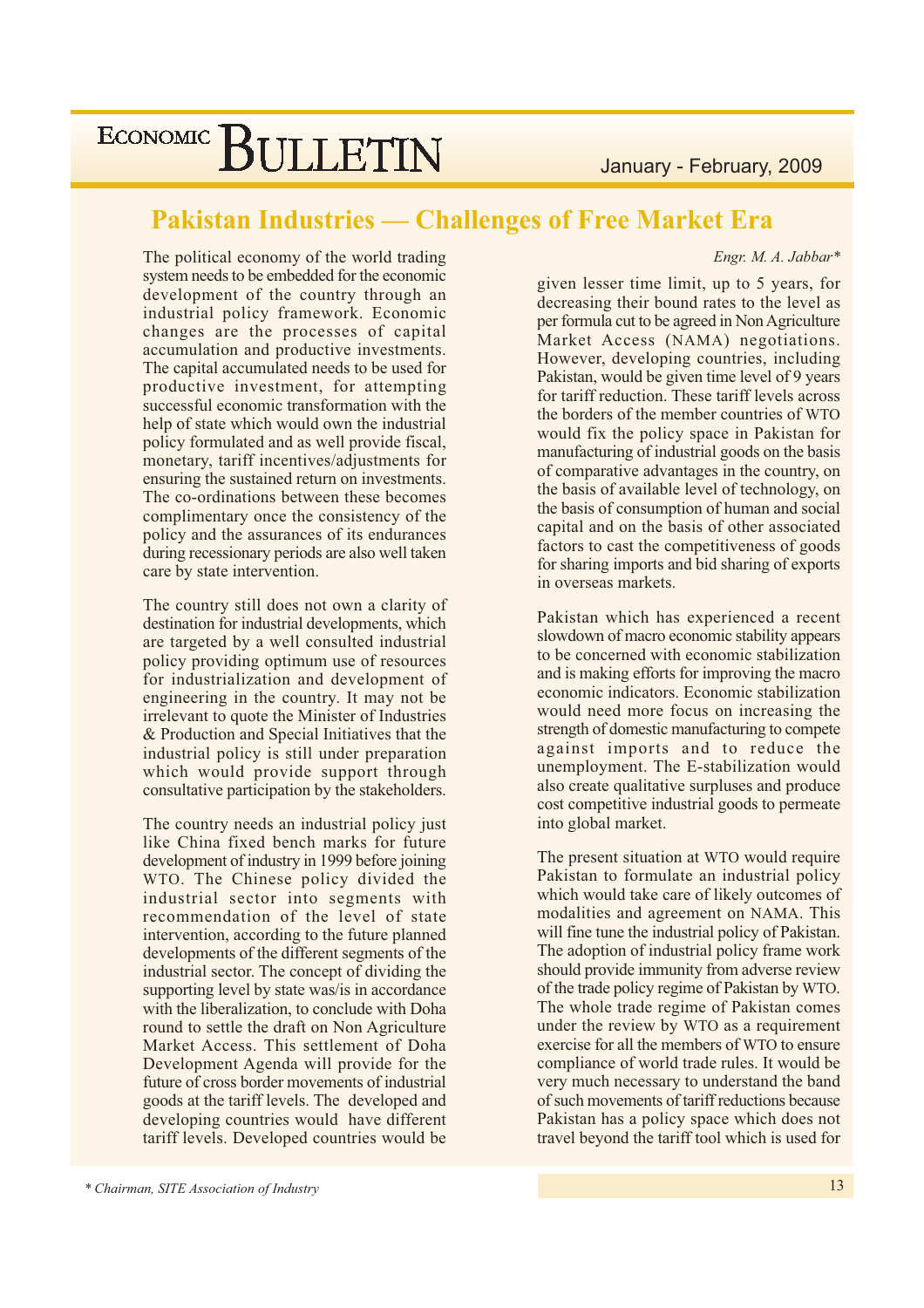# Pakistan Industries — Challenges of Free Market Era

*Engr. M. A. Jabbar**

The political economy of the world trading system needs to be embedded for the economic development of the country through an industrial policy framework. Economic changes are the processes of capital accumulation and productive investments. The capital accumulated needs to be used for productive investment, for attempting successful economic transformation with the help of state which would own the industrial policy formulated and as well provide fiscal, monetary, tariff incentives/adjustments for ensuring the sustained return on investments. The co-ordinations between these becomes complimentary once the consistency of the policy and the assurances of its endurances during recessionary periods are also well taken care by state intervention.

The country still does not own a clarity of destination for industrial developments, which are targeted by a well consulted industrial policy providing optimum use of resources for industrialization and development of engineering in the country. It may not be irrelevant to quote the Minister of Industries & Production and Special Initiatives that the industrial policy is still under preparation which would provide support through consultative participation by the stakeholders.

The country needs an industrial policy just like China fixed bench marks for future development of industry in 1999 before joining WTO. The Chinese policy divided the industrial sector into segments with recommendation of the level of state intervention, according to the future planned developments of the different segments of the industrial sector. The concept of dividing the supporting level by state was/is in accordance with the liberalization, to conclude with Doha round to settle the draft on Non Agriculture Market Access. This settlement of Doha Development Agenda will provide for the future of cross border movements of industrial goods at the tariff levels. The developed and developing countries would have different tariff levels. Developed countries would be given lesser time limit, up to 5 years, for decreasing their bound rates to the level as per formula cut to be agreed in Non Agriculture Market Access (NAMA) negotiations. However, developing countries, including Pakistan, would be given time level of 9 years for tariff reduction. These tariff levels across the borders of the member countries of WTO would fix the policy space in Pakistan for manufacturing of industrial goods on the basis of comparative advantages in the country, on the basis of available level of technology, on the basis of consumption of human and social capital and on the basis of other associated factors to cast the competitiveness of goods for sharing imports and bid sharing of exports in overseas markets.

Pakistan which has experienced a recent slowdown of macro economic stability appears to be concerned with economic stabilization and is making efforts for improving the macro economic indicators. Economic stabilization would need more focus on increasing the strength of domestic manufacturing to compete against imports and to reduce the unemployment. The E-stabilization would also create qualitative surpluses and produce cost competitive industrial goods to permeate into global market.

The present situation at WTO would require Pakistan to formulate an industrial policy which would take care of likely outcomes of modalities and agreement on NAMA. This will fine tune the industrial policy of Pakistan. The adoption of industrial policy frame work should provide immunity from adverse review of the trade policy regime of Pakistan by WTO. The whole trade regime of Pakistan comes under the review by WTO as a requirement exercise for all the members of WTO to ensure compliance of world trade rules. It would be very much necessary to understand the band of such movements of tariff reductions because Pakistan has a policy space which does not travel beyond the tariff tool which is used for

\* *Chairman, SITE Association of Industry*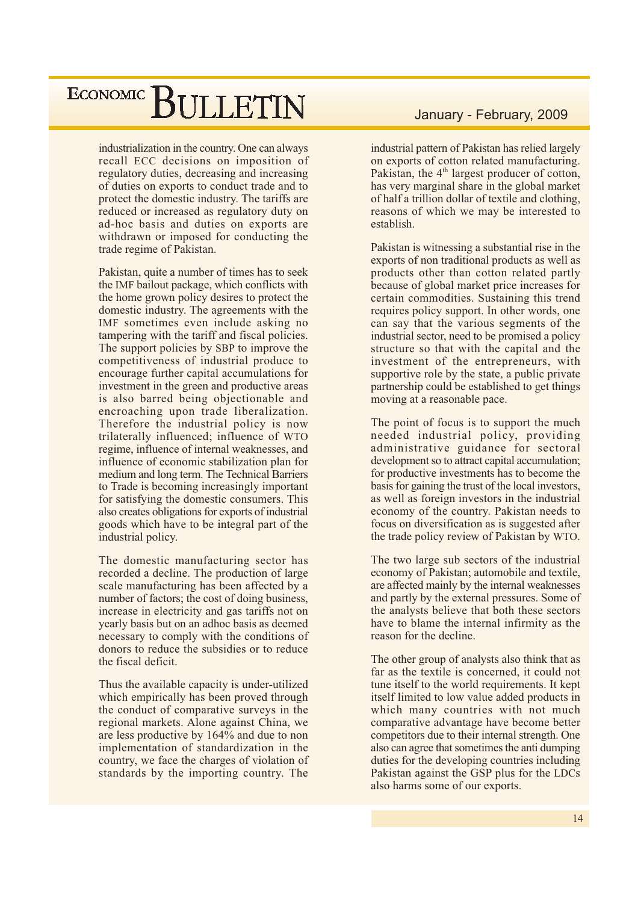industrialization in the country. One can always recall ECC decisions on imposition of regulatory duties, decreasing and increasing of duties on exports to conduct trade and to protect the domestic industry. The tariffs are reduced or increased as regulatory duty on ad-hoc basis and duties on exports are withdrawn or imposed for conducting the trade regime of Pakistan.

Pakistan, quite a number of times has to seek the IMF bailout package, which conflicts with the home grown policy desires to protect the domestic industry. The agreements with the IMF sometimes even include asking no tampering with the tariff and fiscal policies. The support policies by SBP to improve the competitiveness of industrial produce to encourage further capital accumulations for investment in the green and productive areas is also barred being objectionable and encroaching upon trade liberalization. Therefore the industrial policy is now trilaterally influenced; influence of WTO regime, influence of internal weaknesses, and influence of economic stabilization plan for medium and long term. The Technical Barriers to Trade is becoming increasingly important for satisfying the domestic consumers. This also creates obligations for exports of industrial goods which have to be integral part of the industrial policy.

The domestic manufacturing sector has recorded a decline. The production of large scale manufacturing has been affected by a number of factors; the cost of doing business, increase in electricity and gas tariffs not on yearly basis but on an adhoc basis as deemed necessary to comply with the conditions of donors to reduce the subsidies or to reduce the fiscal deficit.

Thus the available capacity is under-utilized which empirically has been proved through the conduct of comparative surveys in the regional markets. Alone against China, we are less productive by 164% and due to non implementation of standardization in the country, we face the charges of violation of standards by the importing country. The industrial pattern of Pakistan has relied largely on exports of cotton related manufacturing. Pakistan, the 4th largest producer of cotton, has very marginal share in the global market of half a trillion dollar of textile and clothing, reasons of which we may be interested to establish.

Pakistan is witnessing a substantial rise in the exports of non traditional products as well as products other than cotton related partly because of global market price increases for certain commodities. Sustaining this trend requires policy support. In other words, one can say that the various segments of the industrial sector, need to be promised a policy structure so that with the capital and the investment of the entrepreneurs, with supportive role by the state, a public private partnership could be established to get things moving at a reasonable pace.

The point of focus is to support the much needed industrial policy, providing administrative guidance for sectoral development so to attract capital accumulation; for productive investments has to become the basis for gaining the trust of the local investors, as well as foreign investors in the industrial economy of the country. Pakistan needs to focus on diversification as is suggested after the trade policy review of Pakistan by WTO.

The two large sub sectors of the industrial economy of Pakistan; automobile and textile, are affected mainly by the internal weaknesses and partly by the external pressures. Some of the analysts believe that both these sectors have to blame the internal infirmity as the reason for the decline.

The other group of analysts also think that as far as the textile is concerned, it could not tune itself to the world requirements. It kept itself limited to low value added products in which many countries with not much comparative advantage have become better competitors due to their internal strength. One also can agree that sometimes the anti dumping duties for the developing countries including Pakistan against the GSP plus for the LDCs also harms some of our exports.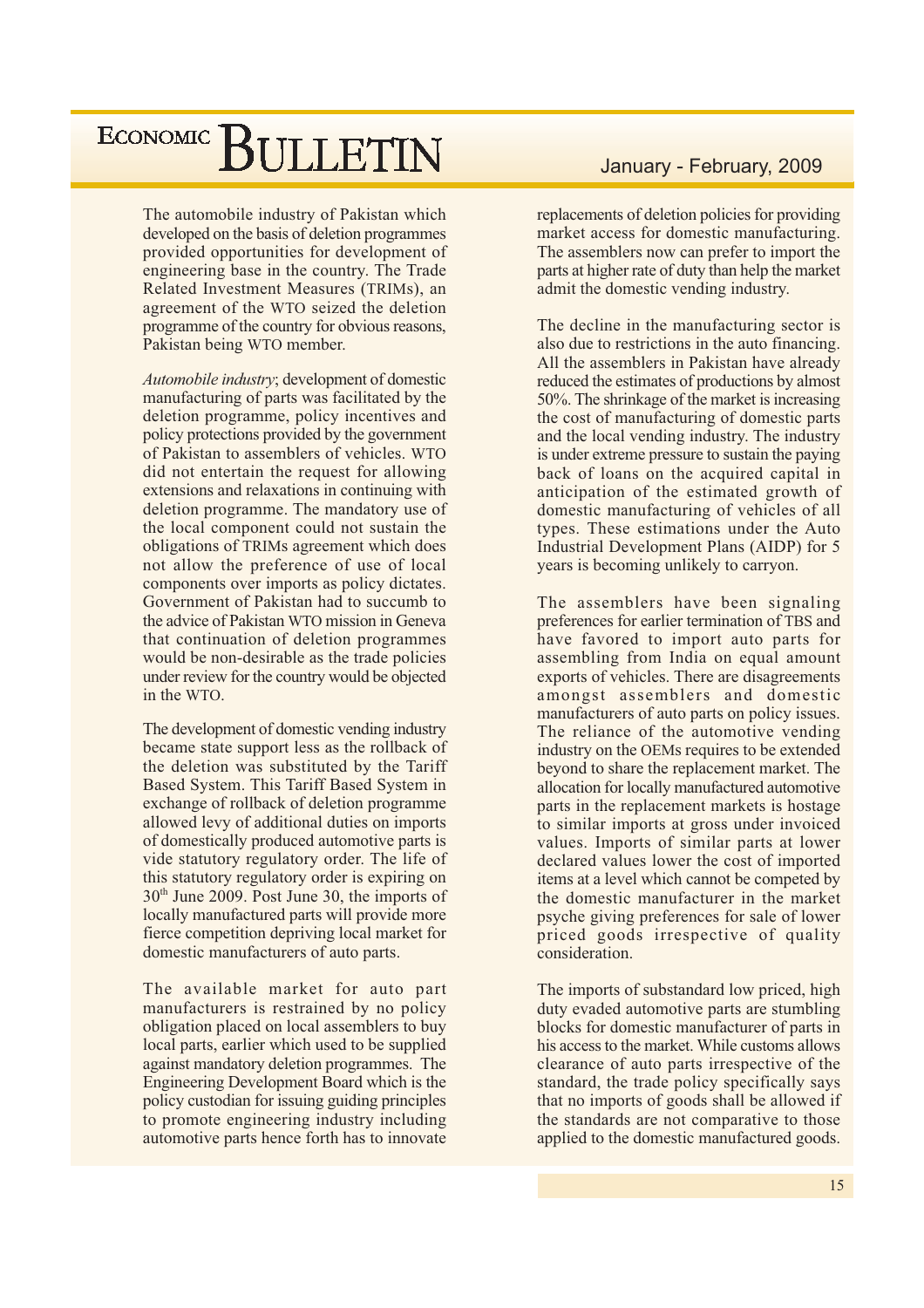The automobile industry of Pakistan which developed on the basis of deletion programmes provided opportunities for development of engineering base in the country. The Trade Related Investment Measures (TRIMs), an agreement of the WTO seized the deletion programme of the country for obvious reasons, Pakistan being WTO member.

*Automobile industry*; development of domestic manufacturing of parts was facilitated by the deletion programme, policy incentives and policy protections provided by the government of Pakistan to assemblers of vehicles. WTO did not entertain the request for allowing extensions and relaxations in continuing with deletion programme. The mandatory use of the local component could not sustain the obligations of TRIMs agreement which does not allow the preference of use of local components over imports as policy dictates. Government of Pakistan had to succumb to the advice of Pakistan WTO mission in Geneva that continuation of deletion programmes would be non-desirable as the trade policies under review for the country would be objected in the WTO.

The development of domestic vending industry became state support less as the rollback of the deletion was substituted by the Tariff Based System. This Tariff Based System in exchange of rollback of deletion programme allowed levy of additional duties on imports of domestically produced automotive parts is vide statutory regulatory order. The life of this statutory regulatory order is expiring on 30th June 2009. Post June 30, the imports of locally manufactured parts will provide more fierce competition depriving local market for domestic manufacturers of auto parts.

The available market for auto part manufacturers is restrained by no policy obligation placed on local assemblers to buy local parts, earlier which used to be supplied against mandatory deletion programmes. The Engineering Development Board which is the policy custodian for issuing guiding principles to promote engineering industry including automotive parts hence forth has to innovate replacements of deletion policies for providing market access for domestic manufacturing. The assemblers now can prefer to import the parts at higher rate of duty than help the market admit the domestic vending industry.

The decline in the manufacturing sector is also due to restrictions in the auto financing. All the assemblers in Pakistan have already reduced the estimates of productions by almost 50%. The shrinkage of the market is increasing the cost of manufacturing of domestic parts and the local vending industry. The industry is under extreme pressure to sustain the paying back of loans on the acquired capital in anticipation of the estimated growth of domestic manufacturing of vehicles of all types. These estimations under the Auto Industrial Development Plans (AIDP) for 5 years is becoming unlikely to carryon.

The assemblers have been signaling preferences for earlier termination of TBS and have favored to import auto parts for assembling from India on equal amount exports of vehicles. There are disagreements amongst assemblers and domestic manufacturers of auto parts on policy issues. The reliance of the automotive vending industry on the OEMs requires to be extended beyond to share the replacement market. The allocation for locally manufactured automotive parts in the replacement markets is hostage to similar imports at gross under invoiced values. Imports of similar parts at lower declared values lower the cost of imported items at a level which cannot be competed by the domestic manufacturer in the market psyche giving preferences for sale of lower priced goods irrespective of quality consideration.

The imports of substandard low priced, high duty evaded automotive parts are stumbling blocks for domestic manufacturer of parts in his access to the market. While customs allows clearance of auto parts irrespective of the standard, the trade policy specifically says that no imports of goods shall be allowed if the standards are not comparative to those applied to the domestic manufactured goods.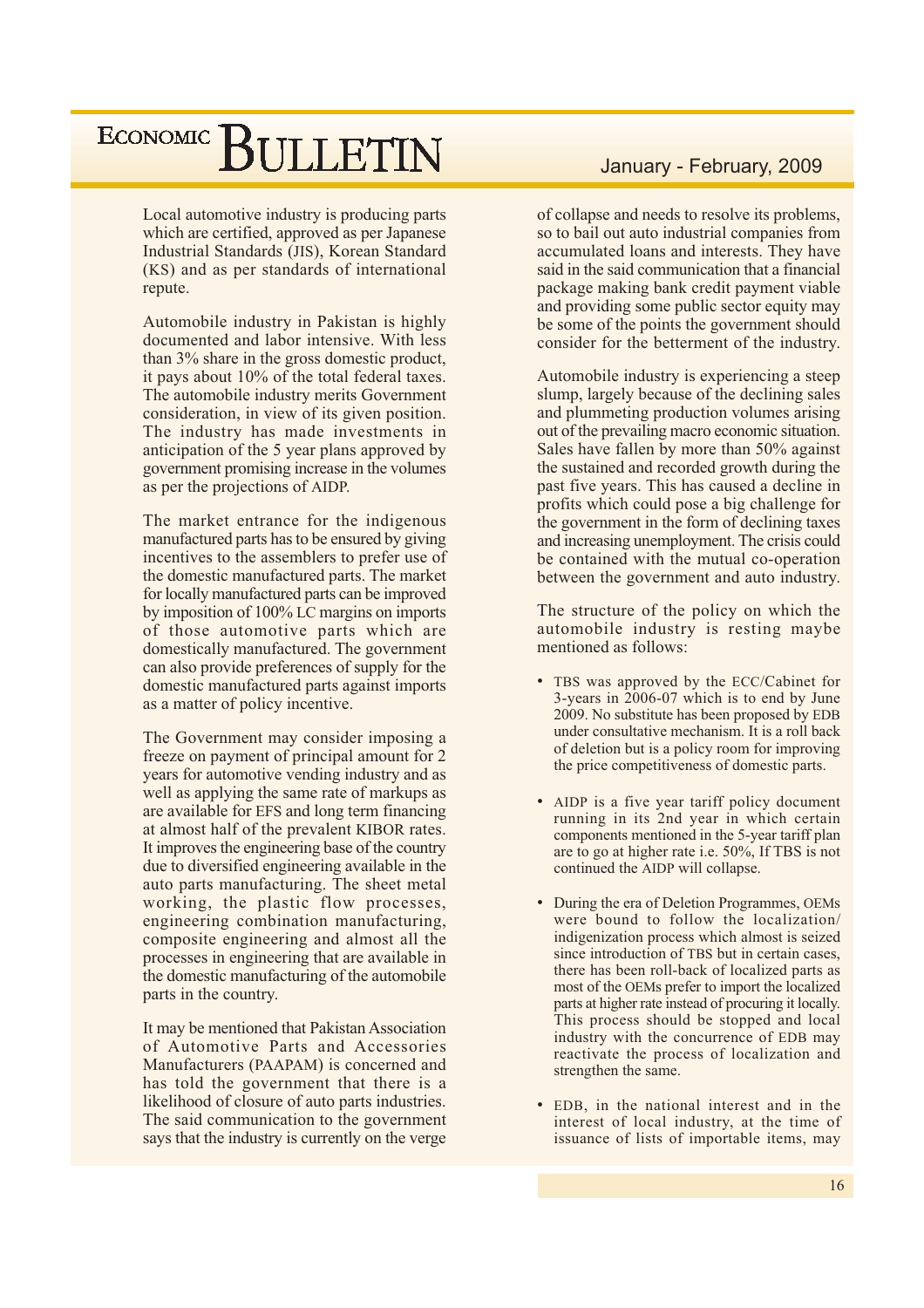Local automotive industry is producing parts which are certified, approved as per Japanese Industrial Standards (JIS), Korean Standard (KS) and as per standards of international repute.

Automobile industry in Pakistan is highly documented and labor intensive. With less than 3% share in the gross domestic product, it pays about 10% of the total federal taxes. The automobile industry merits Government consideration, in view of its given position. The industry has made investments in anticipation of the 5 year plans approved by government promising increase in the volumes as per the projections of AIDP.

The market entrance for the indigenous manufactured parts has to be ensured by giving incentives to the assemblers to prefer use of the domestic manufactured parts. The market for locally manufactured parts can be improved by imposition of 100% LC margins on imports of those automotive parts which are domestically manufactured. The government can also provide preferences of supply for the domestic manufactured parts against imports as a matter of policy incentive.

The Government may consider imposing a freeze on payment of principal amount for 2 years for automotive vending industry and as well as applying the same rate of markups as are available for EFS and long term financing at almost half of the prevalent KIBOR rates. It improves the engineering base of the country due to diversified engineering available in the auto parts manufacturing. The sheet metal working, the plastic flow processes, engineering combination manufacturing, composite engineering and almost all the processes in engineering that are available in the domestic manufacturing of the automobile parts in the country.

It may be mentioned that Pakistan Association of Automotive Parts and Accessories Manufacturers (PAAPAM) is concerned and has told the government that there is a likelihood of closure of auto parts industries. The said communication to the government says that the industry is currently on the verge of collapse and needs to resolve its problems, so to bail out auto industrial companies from accumulated loans and interests. They have said in the said communication that a financial package making bank credit payment viable and providing some public sector equity may be some of the points the government should consider for the betterment of the industry.

Automobile industry is experiencing a steep slump, largely because of the declining sales and plummeting production volumes arising out of the prevailing macro economic situation. Sales have fallen by more than 50% against the sustained and recorded growth during the past five years. This has caused a decline in profits which could pose a big challenge for the government in the form of declining taxes and increasing unemployment. The crisis could be contained with the mutual co-operation between the government and auto industry.

The structure of the policy on which the automobile industry is resting maybe mentioned as follows:

- TBS was approved by the ECC/Cabinet for 3-years in 2006-07 which is to end by June 2009. No substitute has been proposed by EDB under consultative mechanism. It is a roll back of deletion but is a policy room for improving the price competitiveness of domestic parts.

- AIDP is a five year tariff policy document running in its 2nd year in which certain components mentioned in the 5-year tariff plan are to go at higher rate i.e. 50%, If TBS is not continued the AIDP will collapse.

- During the era of Deletion Programmes, OEMs were bound to follow the localization/ indigenization process which almost is seized since introduction of TBS but in certain cases, there has been roll-back of localized parts as most of the OEMs prefer to import the localized parts at higher rate instead of procuring it locally. This process should be stopped and local industry with the concurrence of EDB may reactivate the process of localization and strengthen the same.

- EDB, in the national interest and in the interest of local industry, at the time of issuance of lists of importable items, may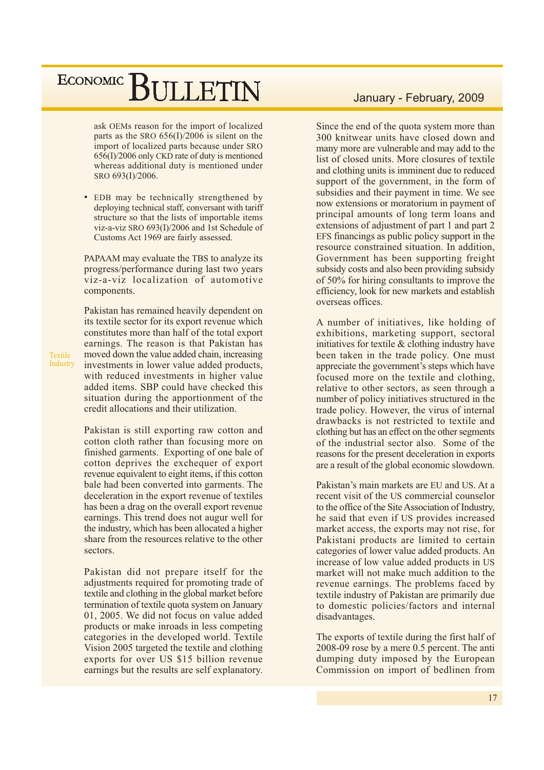ask OEMs reason for the import of localized parts as the SRO 656(I)/2006 is silent on the import of localized parts because under SRO 656(I)/2006 only CKD rate of duty is mentioned whereas additional duty is mentioned under SRO 693(I)/2006.

- EDB may be technically strengthened by deploying technical staff, conversant with tariff structure so that the lists of importable items viz-a-viz SRO 693(I)/2006 and 1st Schedule of Customs Act 1969 are fairly assessed.

PAPAAM may evaluate the TBS to analyze its progress/performance during last two years viz-a-viz localization of automotive components.

### Textile Industry

Pakistan has remained heavily dependent on its textile sector for its export revenue which constitutes more than half of the total export earnings. The reason is that Pakistan has moved down the value added chain, increasing investments in lower value added products, with reduced investments in higher value added items. SBP could have checked this situation during the apportionment of the credit allocations and their utilization.

Pakistan is still exporting raw cotton and cotton cloth rather than focusing more on finished garments. Exporting of one bale of cotton deprives the exchequer of export revenue equivalent to eight items, if this cotton bale had been converted into garments. The deceleration in the export revenue of textiles has been a drag on the overall export revenue earnings. This trend does not augur well for the industry, which has been allocated a higher share from the resources relative to the other sectors.

Pakistan did not prepare itself for the adjustments required for promoting trade of textile and clothing in the global market before termination of textile quota system on January 01, 2005. We did not focus on value added products or make inroads in less competing categories in the developed world. Textile Vision 2005 targeted the textile and clothing exports for over US $15 billion revenue earnings but the results are self explanatory.

Since the end of the quota system more than 300 knitwear units have closed down and many more are vulnerable and may add to the list of closed units. More closures of textile and clothing units is imminent due to reduced support of the government, in the form of subsidies and their payment in time. We see now extensions or moratorium in payment of principal amounts of long term loans and extensions of adjustment of part 1 and part 2 EFS financings as public policy support in the resource constrained situation. In addition, Government has been supporting freight subsidy costs and also been providing subsidy of 50% for hiring consultants to improve the efficiency, look for new markets and establish overseas offices.

A number of initiatives, like holding of exhibitions, marketing support, sectoral initiatives for textile & clothing industry have been taken in the trade policy. One must appreciate the government's steps which have focused more on the textile and clothing, relative to other sectors, as seen through a number of policy initiatives structured in the trade policy. However, the virus of internal drawbacks is not restricted to textile and clothing but has an effect on the other segments of the industrial sector also. Some of the reasons for the present deceleration in exports are a result of the global economic slowdown.

Pakistan's main markets are EU and US. At a recent visit of the US commercial counselor to the office of the Site Association of Industry, he said that even if US provides increased market access, the exports may not rise, for Pakistani products are limited to certain categories of lower value added products. An increase of low value added products in US market will not make much addition to the revenue earnings. The problems faced by textile industry of Pakistan are primarily due to domestic policies/factors and internal disadvantages.

The exports of textile during the first half of 2008-09 rose by a mere 0.5 percent. The anti dumping duty imposed by the European Commission on import of bedlinen from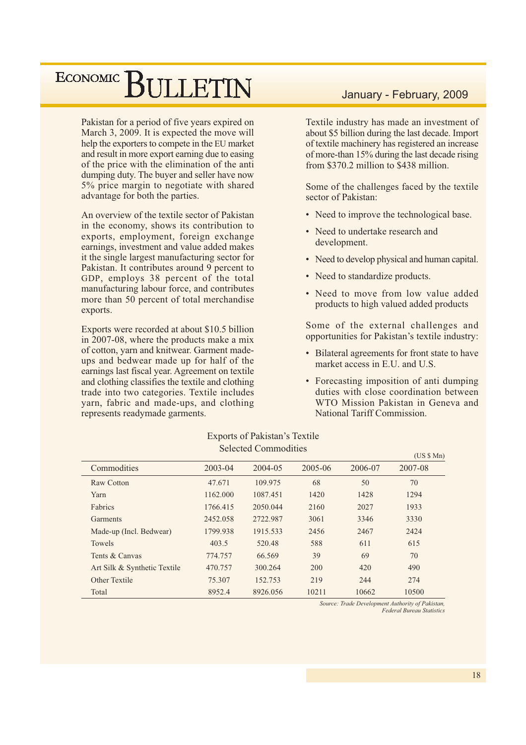Pakistan for a period of five years expired on March 3, 2009. It is expected the move will help the exporters to compete in the EU market and result in more export earning due to easing of the price with the elimination of the anti dumping duty. The buyer and seller have now 5% price margin to negotiate with shared advantage for both the parties.

An overview of the textile sector of Pakistan in the economy, shows its contribution to exports, employment, foreign exchange earnings, investment and value added makes it the single largest manufacturing sector for Pakistan. It contributes around 9 percent to GDP, employs 38 percent of the total manufacturing labour force, and contributes more than 50 percent of total merchandise exports.

Exports were recorded at about $10.5 billion in 2007-08, where the products make a mix of cotton, yarn and knitwear. Garment made-ups and bedwear made up for half of the earnings last fiscal year. Agreement on textile and clothing classifies the textile and clothing trade into two categories. Textile includes yarn, fabric and made-ups, and clothing represents readymade garments.

Textile industry has made an investment of about $5 billion during the last decade. Import of textile machinery has registered an increase of more-than 15% during the last decade rising from $370.2 million to $438 million.

Some of the challenges faced by the textile sector of Pakistan:

- Need to improve the technological base.
- Need to undertake research and development.
- Need to develop physical and human capital.
- Need to standardize products.
- Need to move from low value added products to high valued added products

Some of the external challenges and opportunities for Pakistan's textile industry:

- Bilateral agreements for front state to have market access in E.U. and U.S.
- Forecasting imposition of anti dumping duties with close coordination between WTO Mission Pakistan in Geneva and National Tariff Commission.

Exports of Pakistan's Textile
Selected Commodities

(US $ Mn)

| Commodities | 2003-04 | 2004-05 | 2005-06 | 2006-07 | 2007-08 |
|---|---|---|---|---|---|
| Raw Cotton | 47.671 | 109.975 | 68 | 50 | 70 |
| Yarn | 1162.000 | 1087.451 | 1420 | 1428 | 1294 |
| Fabrics | 1766.415 | 2050.044 | 2160 | 2027 | 1933 |
| Garments | 2452.058 | 2722.987 | 3061 | 3346 | 3330 |
| Made-up (Incl. Bedwear) | 1799.938 | 1915.533 | 2456 | 2467 | 2424 |
| Towels | 403.5 | 520.48 | 588 | 611 | 615 |
| Tents & Canvas | 774.757 | 66.569 | 39 | 69 | 70 |
| Art Silk & Synthetic Textile | 470.757 | 300.264 | 200 | 420 | 490 |
| Other Textile | 75.307 | 152.753 | 219 | 244 | 274 |
| Total | 8952.4 | 8926.056 | 10211 | 10662 | 10500 |

*Source: Trade Development Authority of Pakistan, Federal Bureau Statistics*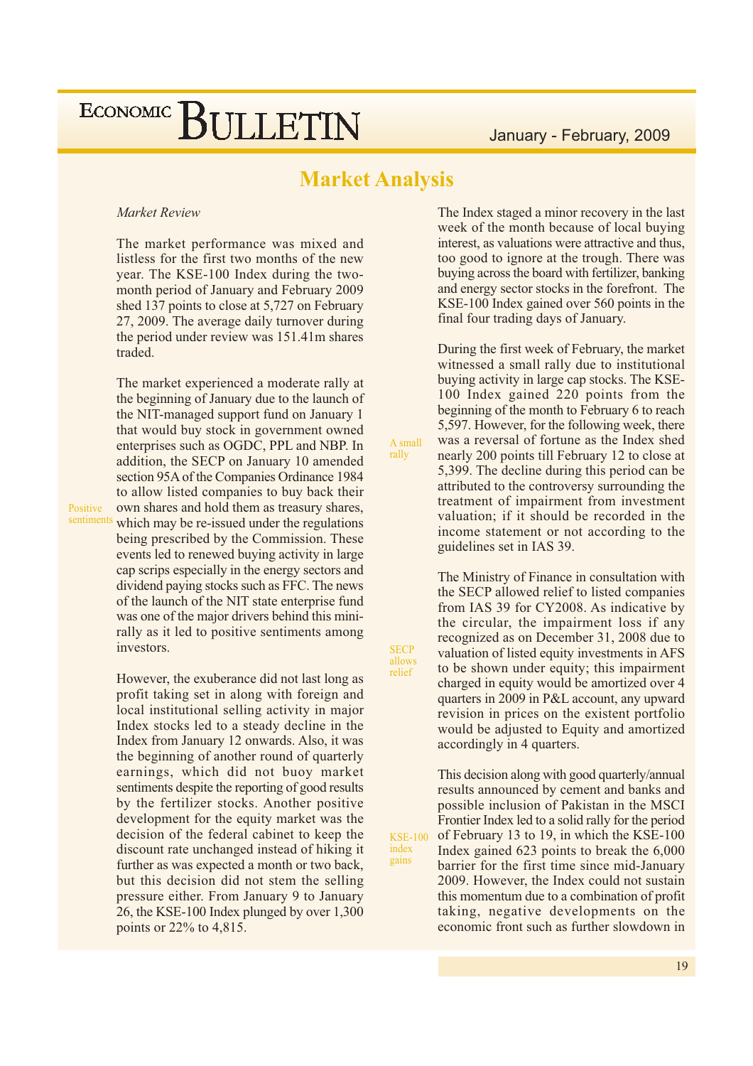# Market Analysis

*Market Review*

The market performance was mixed and listless for the first two months of the new year. The KSE-100 Index during the two-month period of January and February 2009 shed 137 points to close at 5,727 on February 27, 2009. The average daily turnover during the period under review was 151.41m shares traded.

Positive sentiments

The market experienced a moderate rally at the beginning of January due to the launch of the NIT-managed support fund on January 1 that would buy stock in government owned enterprises such as OGDC, PPL and NBP. In addition, the SECP on January 10 amended section 95A of the Companies Ordinance 1984 to allow listed companies to buy back their own shares and hold them as treasury shares, which may be re-issued under the regulations being prescribed by the Commission. These events led to renewed buying activity in large cap scrips especially in the energy sectors and dividend paying stocks such as FFC. The news of the launch of the NIT state enterprise fund was one of the major drivers behind this mini-rally as it led to positive sentiments among investors.

However, the exuberance did not last long as profit taking set in along with foreign and local institutional selling activity in major Index stocks led to a steady decline in the Index from January 12 onwards. Also, it was the beginning of another round of quarterly earnings, which did not buoy market sentiments despite the reporting of good results by the fertilizer stocks. Another positive development for the equity market was the decision of the federal cabinet to keep the discount rate unchanged instead of hiking it further as was expected a month or two back, but this decision did not stem the selling pressure either. From January 9 to January 26, the KSE-100 Index plunged by over 1,300 points or 22% to 4,815.

The Index staged a minor recovery in the last week of the month because of local buying interest, as valuations were attractive and thus, too good to ignore at the trough. There was buying across the board with fertilizer, banking and energy sector stocks in the forefront. The KSE-100 Index gained over 560 points in the final four trading days of January.

A small rally

During the first week of February, the market witnessed a small rally due to institutional buying activity in large cap stocks. The KSE-100 Index gained 220 points from the beginning of the month to February 6 to reach 5,597. However, for the following week, there was a reversal of fortune as the Index shed nearly 200 points till February 12 to close at 5,399. The decline during this period can be attributed to the controversy surrounding the treatment of impairment from investment valuation; if it should be recorded in the income statement or not according to the guidelines set in IAS 39.

SECP allows relief

The Ministry of Finance in consultation with the SECP allowed relief to listed companies from IAS 39 for CY2008. As indicative by the circular, the impairment loss if any recognized as on December 31, 2008 due to valuation of listed equity investments in AFS to be shown under equity; this impairment charged in equity would be amortized over 4 quarters in 2009 in P&L account, any upward revision in prices on the existent portfolio would be adjusted to Equity and amortized accordingly in 4 quarters.

KSE-100 index gains

This decision along with good quarterly/annual results announced by cement and banks and possible inclusion of Pakistan in the MSCI Frontier Index led to a solid rally for the period of February 13 to 19, in which the KSE-100 Index gained 623 points to break the 6,000 barrier for the first time since mid-January 2009. However, the Index could not sustain this momentum due to a combination of profit taking, negative developments on the economic front such as further slowdown in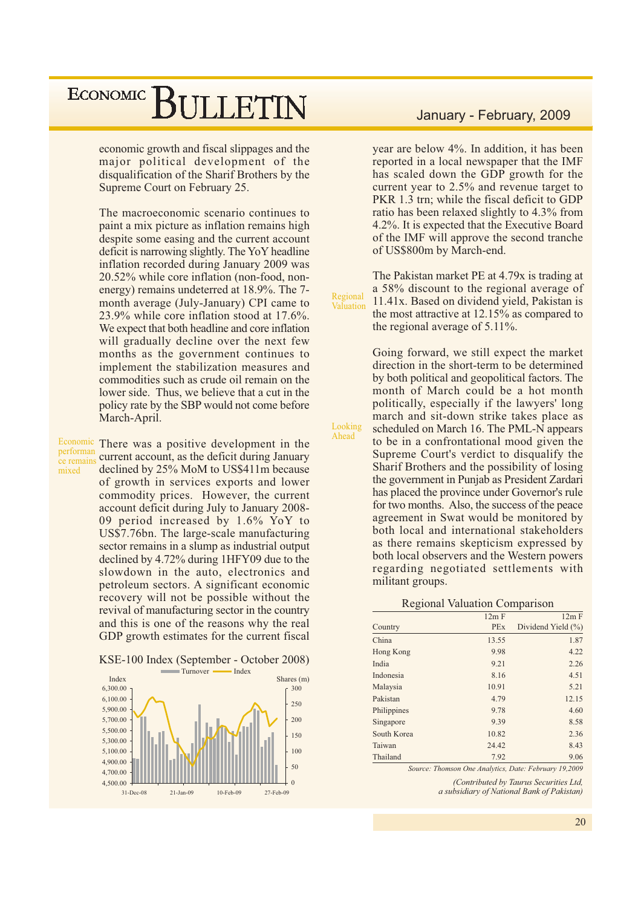economic growth and fiscal slippages and the major political development of the disqualification of the Sharif Brothers by the Supreme Court on February 25.

The macroeconomic scenario continues to paint a mix picture as inflation remains high despite some easing and the current account deficit is narrowing slightly. The YoY headline inflation recorded during January 2009 was 20.52% while core inflation (non-food, non-energy) remains undeterred at 18.9%. The 7-month average (July-January) CPI came to 23.9% while core inflation stood at 17.6%. We expect that both headline and core inflation will gradually decline over the next few months as the government continues to implement the stabilization measures and commodities such as crude oil remain on the lower side. Thus, we believe that a cut in the policy rate by the SBP would not come before March-April.

**Economic performance remains mixed**

There was a positive development in the current account, as the deficit during January declined by 25% MoM to US$411m because of growth in services exports and lower commodity prices. However, the current account deficit during July to January 2008-09 period increased by 1.6% YoY to US$7.76bn. The large-scale manufacturing sector remains in a slump as industrial output declined by 4.72% during 1HFY09 due to the slowdown in the auto, electronics and petroleum sectors. A significant economic recovery will not be possible without the revival of manufacturing sector in the country and this is one of the reasons why the real GDP growth estimates for the current fiscal year are below 4%. In addition, it has been reported in a local newspaper that the IMF has scaled down the GDP growth for the current year to 2.5% and revenue target to PKR 1.3 trn; while the fiscal deficit to GDP ratio has been relaxed slightly to 4.3% from 4.2%. It is expected that the Executive Board of the IMF will approve the second tranche of US$800m by March-end.

KSE-100 Index (September - October 2008)

**Regional Valuation**

The Pakistan market PE at 4.79x is trading at a 58% discount to the regional average of 11.41x. Based on dividend yield, Pakistan is the most attractive at 12.15% as compared to the regional average of 5.11%.

**Looking Ahead**

Going forward, we still expect the market direction in the short-term to be determined by both political and geopolitical factors. The month of March could be a hot month politically, especially if the lawyers' long march and sit-down strike takes place as scheduled on March 16. The PML-N appears to be in a confrontational mood given the Supreme Court's verdict to disqualify the Sharif Brothers and the possibility of losing the government in Punjab as President Zardari has placed the province under Governor's rule for two months. Also, the success of the peace agreement in Swat would be monitored by both local and international stakeholders as there remains skepticism expressed by both local observers and the Western powers regarding negotiated settlements with militant groups.

Regional Valuation Comparison

| Country | 12m F PEx | 12m F Dividend Yield (%) |
|---|---|---|
| China | 13.55 | 1.87 |
| Hong Kong | 9.98 | 4.22 |
| India | 9.21 | 2.26 |
| Indonesia | 8.16 | 4.51 |
| Malaysia | 10.91 | 5.21 |
| Pakistan | 4.79 | 12.15 |
| Philippines | 9.78 | 4.60 |
| Singapore | 9.39 | 8.58 |
| South Korea | 10.82 | 2.36 |
| Taiwan | 24.42 | 8.43 |
| Thailand | 7.92 | 9.06 |

*Source: Thomson One Analytics, Date: February 19,2009*

*(Contributed by Taurus Securities Ltd, a subsidiary of National Bank of Pakistan)*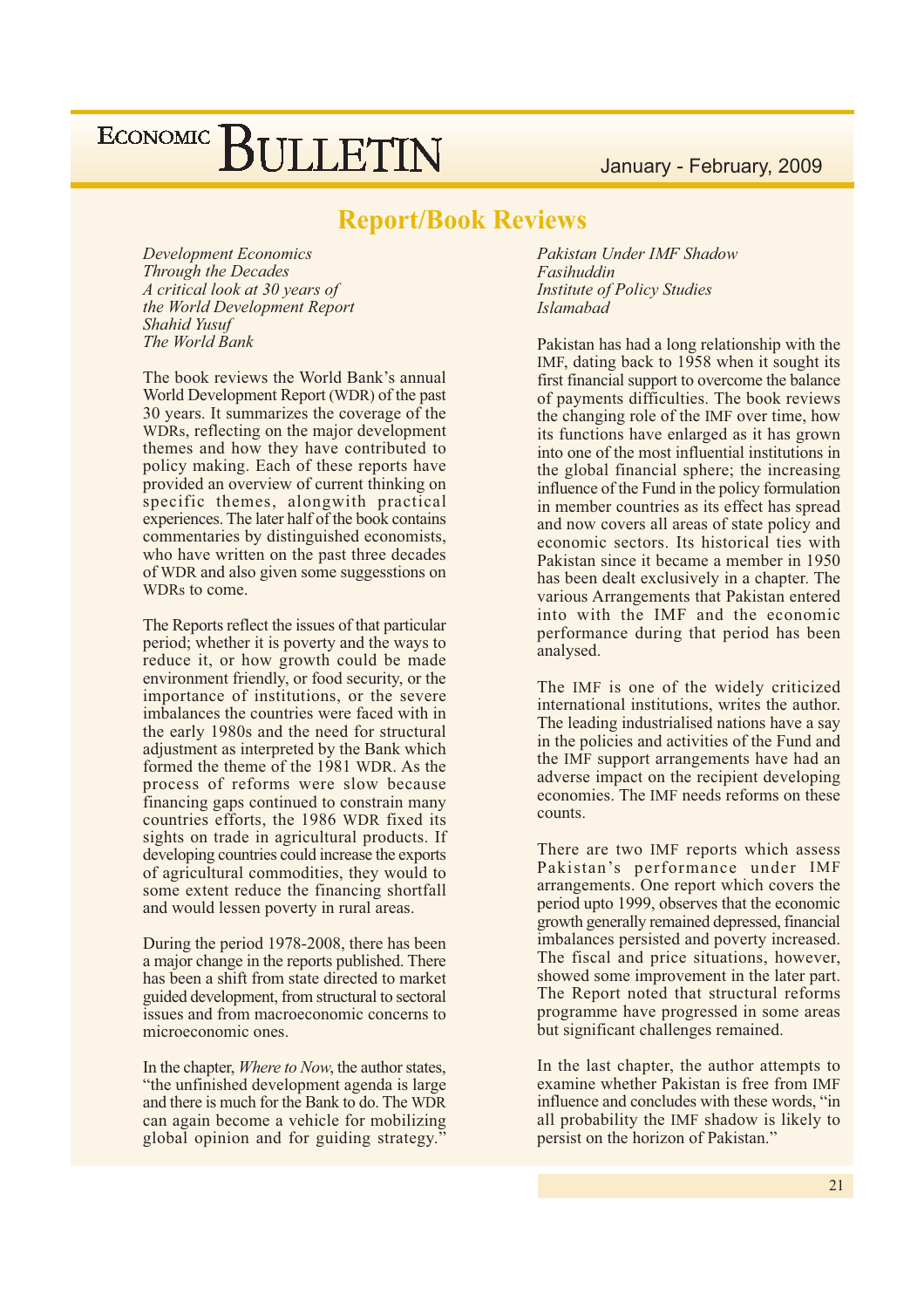# Report/Book Reviews

*Development Economics Through the Decades*
*A critical look at 30 years of the World Development Report*
*Shahid Yusuf*
*The World Bank*

The book reviews the World Bank's annual World Development Report (WDR) of the past 30 years. It summarizes the coverage of the WDRs, reflecting on the major development themes and how they have contributed to policy making. Each of these reports have provided an overview of current thinking on specific themes, alongwith practical experiences. The later half of the book contains commentaries by distinguished economists, who have written on the past three decades of WDR and also given some suggesstions on WDRs to come.

The Reports reflect the issues of that particular period; whether it is poverty and the ways to reduce it, or how growth could be made environment friendly, or food security, or the importance of institutions, or the severe imbalances the countries were faced with in the early 1980s and the need for structural adjustment as interpreted by the Bank which formed the theme of the 1981 WDR. As the process of reforms were slow because financing gaps continued to constrain many countries efforts, the 1986 WDR fixed its sights on trade in agricultural products. If developing countries could increase the exports of agricultural commodities, they would to some extent reduce the financing shortfall and would lessen poverty in rural areas.

During the period 1978-2008, there has been a major change in the reports published. There has been a shift from state directed to market guided development, from structural to sectoral issues and from macroeconomic concerns to microeconomic ones.

In the chapter, *Where to Now*, the author states, "the unfinished development agenda is large and there is much for the Bank to do. The WDR can again become a vehicle for mobilizing global opinion and for guiding strategy."

*Pakistan Under IMF Shadow*
*Fasihuddin*
*Institute of Policy Studies*
*Islamabad*

Pakistan has had a long relationship with the IMF, dating back to 1958 when it sought its first financial support to overcome the balance of payments difficulties. The book reviews the changing role of the IMF over time, how its functions have enlarged as it has grown into one of the most influential institutions in the global financial sphere; the increasing influence of the Fund in the policy formulation in member countries as its effect has spread and now covers all areas of state policy and economic sectors. Its historical ties with Pakistan since it became a member in 1950 has been dealt exclusively in a chapter. The various Arrangements that Pakistan entered into with the IMF and the economic performance during that period has been analysed.

The IMF is one of the widely criticized international institutions, writes the author. The leading industrialised nations have a say in the policies and activities of the Fund and the IMF support arrangements have had an adverse impact on the recipient developing economies. The IMF needs reforms on these counts.

There are two IMF reports which assess Pakistan's performance under IMF arrangements. One report which covers the period upto 1999, observes that the economic growth generally remained depressed, financial imbalances persisted and poverty increased. The fiscal and price situations, however, showed some improvement in the later part. The Report noted that structural reforms programme have progressed in some areas but significant challenges remained.

In the last chapter, the author attempts to examine whether Pakistan is free from IMF influence and concludes with these words, "in all probability the IMF shadow is likely to persist on the horizon of Pakistan."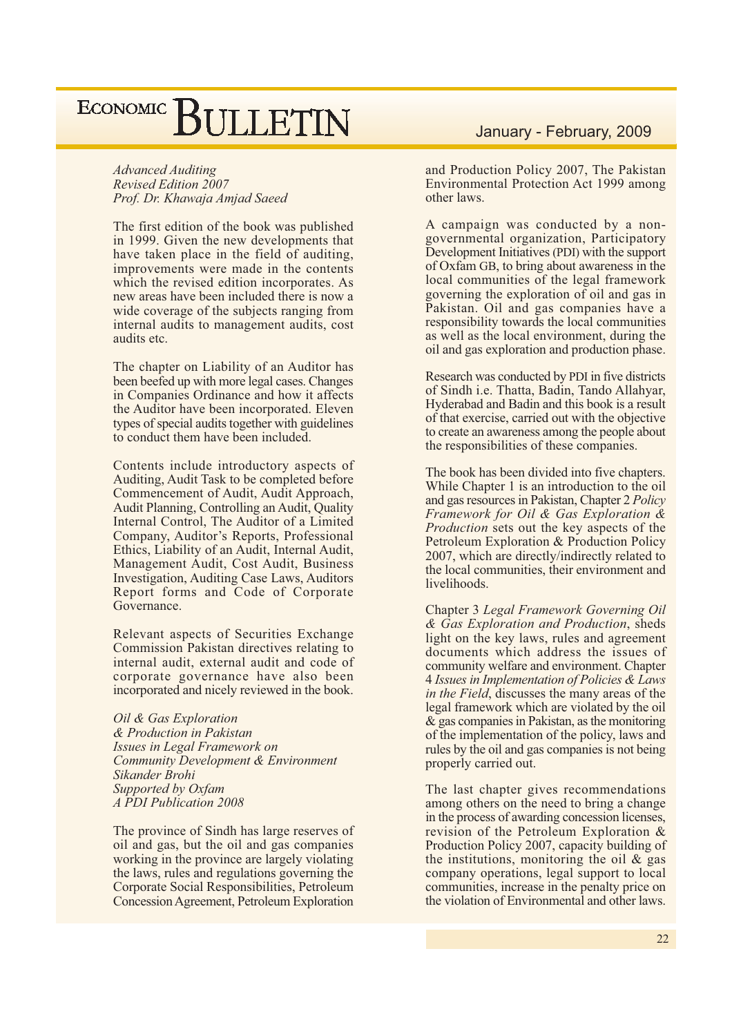*Advanced Auditing*
*Revised Edition 2007*
*Prof. Dr. Khawaja Amjad Saeed*

The first edition of the book was published in 1999. Given the new developments that have taken place in the field of auditing, improvements were made in the contents which the revised edition incorporates. As new areas have been included there is now a wide coverage of the subjects ranging from internal audits to management audits, cost audits etc.

The chapter on Liability of an Auditor has been beefed up with more legal cases. Changes in Companies Ordinance and how it affects the Auditor have been incorporated. Eleven types of special audits together with guidelines to conduct them have been included.

Contents include introductory aspects of Auditing, Audit Task to be completed before Commencement of Audit, Audit Approach, Audit Planning, Controlling an Audit, Quality Internal Control, The Auditor of a Limited Company, Auditor's Reports, Professional Ethics, Liability of an Audit, Internal Audit, Management Audit, Cost Audit, Business Investigation, Auditing Case Laws, Auditors Report forms and Code of Corporate Governance.

Relevant aspects of Securities Exchange Commission Pakistan directives relating to internal audit, external audit and code of corporate governance have also been incorporated and nicely reviewed in the book.

*Oil & Gas Exploration*
*& Production in Pakistan*
*Issues in Legal Framework on*
*Community Development & Environment*
*Sikander Brohi*
*Supported by Oxfam*
*A PDI Publication 2008*

The province of Sindh has large reserves of oil and gas, but the oil and gas companies working in the province are largely violating the laws, rules and regulations governing the Corporate Social Responsibilities, Petroleum Concession Agreement, Petroleum Exploration and Production Policy 2007, The Pakistan Environmental Protection Act 1999 among other laws.

A campaign was conducted by a non-governmental organization, Participatory Development Initiatives (PDI) with the support of Oxfam GB, to bring about awareness in the local communities of the legal framework governing the exploration of oil and gas in Pakistan. Oil and gas companies have a responsibility towards the local communities as well as the local environment, during the oil and gas exploration and production phase.

Research was conducted by PDI in five districts of Sindh i.e. Thatta, Badin, Tando Allahyar, Hyderabad and Badin and this book is a result of that exercise, carried out with the objective to create an awareness among the people about the responsibilities of these companies.

The book has been divided into five chapters. While Chapter 1 is an introduction to the oil and gas resources in Pakistan, Chapter 2 *Policy Framework for Oil & Gas Exploration & Production* sets out the key aspects of the Petroleum Exploration & Production Policy 2007, which are directly/indirectly related to the local communities, their environment and livelihoods.

Chapter 3 *Legal Framework Governing Oil & Gas Exploration and Production*, sheds light on the key laws, rules and agreement documents which address the issues of community welfare and environment. Chapter 4 *Issues in Implementation of Policies & Laws in the Field*, discusses the many areas of the legal framework which are violated by the oil & gas companies in Pakistan, as the monitoring of the implementation of the policy, laws and rules by the oil and gas companies is not being properly carried out.

The last chapter gives recommendations among others on the need to bring a change in the process of awarding concession licenses, revision of the Petroleum Exploration & Production Policy 2007, capacity building of the institutions, monitoring the oil & gas company operations, legal support to local communities, increase in the penalty price on the violation of Environmental and other laws.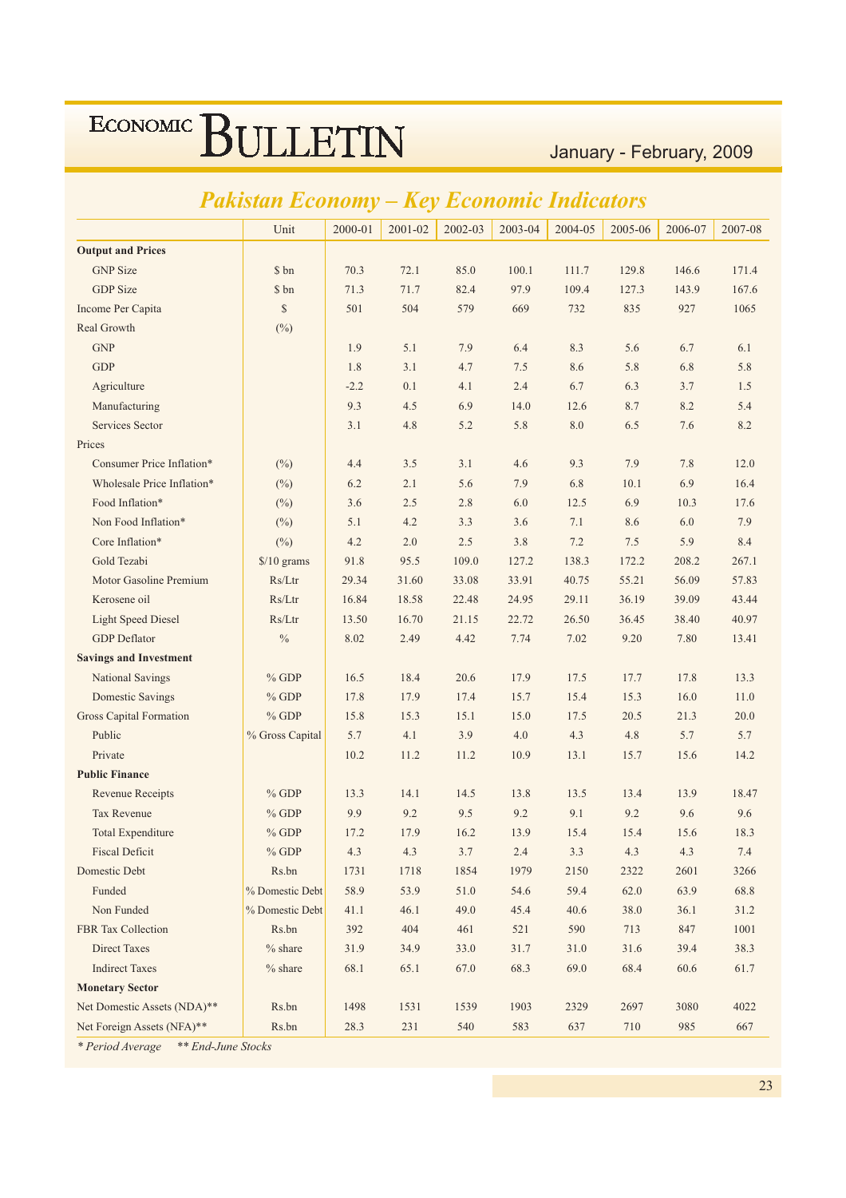## Pakistan Economy – Key Economic Indicators

| | Unit | 2000-01 | 2001-02 | 2002-03 | 2003-04 | 2004-05 | 2005-06 | 2006-07 | 2007-08 |
|---|---|---|---|---|---|---|---|---|---|
| **Output and Prices** | | | | | | | | | |
| GNP Size | $ bn | 70.3 | 72.1 | 85.0 | 100.1 | 111.7 | 129.8 | 146.6 | 171.4 |
| GDP Size | $ bn | 71.3 | 71.7 | 82.4 | 97.9 | 109.4 | 127.3 | 143.9 | 167.6 |
| Income Per Capita | $ | 501 | 504 | 579 | 669 | 732 | 835 | 927 | 1065 |
| Real Growth | (%) | | | | | | | | |
| GNP | | 1.9 | 5.1 | 7.9 | 6.4 | 8.3 | 5.6 | 6.7 | 6.1 |
| GDP | | 1.8 | 3.1 | 4.7 | 7.5 | 8.6 | 5.8 | 6.8 | 5.8 |
| Agriculture | | -2.2 | 0.1 | 4.1 | 2.4 | 6.7 | 6.3 | 3.7 | 1.5 |
| Manufacturing | | 9.3 | 4.5 | 6.9 | 14.0 | 12.6 | 8.7 | 8.2 | 5.4 |
| Services Sector | | 3.1 | 4.8 | 5.2 | 5.8 | 8.0 | 6.5 | 7.6 | 8.2 |
| Prices | | | | | | | | | |
| Consumer Price Inflation* | (%) | 4.4 | 3.5 | 3.1 | 4.6 | 9.3 | 7.9 | 7.8 | 12.0 |
| Wholesale Price Inflation* | (%) | 6.2 | 2.1 | 5.6 | 7.9 | 6.8 | 10.1 | 6.9 | 16.4 |
| Food Inflation* | (%) | 3.6 | 2.5 | 2.8 | 6.0 | 12.5 | 6.9 | 10.3 | 17.6 |
| Non Food Inflation* | (%) | 5.1 | 4.2 | 3.3 | 3.6 | 7.1 | 8.6 | 6.0 | 7.9 |
| Core Inflation* | (%) | 4.2 | 2.0 | 2.5 | 3.8 | 7.2 | 7.5 | 5.9 | 8.4 |
| Gold Tezabi | $/10 grams | 91.8 | 95.5 | 109.0 | 127.2 | 138.3 | 172.2 | 208.2 | 267.1 |
| Motor Gasoline Premium | Rs/Ltr | 29.34 | 31.60 | 33.08 | 33.91 | 40.75 | 55.21 | 56.09 | 57.83 |
| Kerosene oil | Rs/Ltr | 16.84 | 18.58 | 22.48 | 24.95 | 29.11 | 36.19 | 39.09 | 43.44 |
| Light Speed Diesel | Rs/Ltr | 13.50 | 16.70 | 21.15 | 22.72 | 26.50 | 36.45 | 38.40 | 40.97 |
| GDP Deflator | % | 8.02 | 2.49 | 4.42 | 7.74 | 7.02 | 9.20 | 7.80 | 13.41 |
| **Savings and Investment** | | | | | | | | | |
| National Savings | % GDP | 16.5 | 18.4 | 20.6 | 17.9 | 17.5 | 17.7 | 17.8 | 13.3 |
| Domestic Savings | % GDP | 17.8 | 17.9 | 17.4 | 15.7 | 15.4 | 15.3 | 16.0 | 11.0 |
| Gross Capital Formation | % GDP | 15.8 | 15.3 | 15.1 | 15.0 | 17.5 | 20.5 | 21.3 | 20.0 |
| Public | % Gross Capital | 5.7 | 4.1 | 3.9 | 4.0 | 4.3 | 4.8 | 5.7 | 5.7 |
| Private | | 10.2 | 11.2 | 11.2 | 10.9 | 13.1 | 15.7 | 15.6 | 14.2 |
| **Public Finance** | | | | | | | | | |
| Revenue Receipts | % GDP | 13.3 | 14.1 | 14.5 | 13.8 | 13.5 | 13.4 | 13.9 | 18.47 |
| Tax Revenue | % GDP | 9.9 | 9.2 | 9.5 | 9.2 | 9.1 | 9.2 | 9.6 | 9.6 |
| Total Expenditure | % GDP | 17.2 | 17.9 | 16.2 | 13.9 | 15.4 | 15.4 | 15.6 | 18.3 |
| Fiscal Deficit | % GDP | 4.3 | 4.3 | 3.7 | 2.4 | 3.3 | 4.3 | 4.3 | 7.4 |
| Domestic Debt | Rs.bn | 1731 | 1718 | 1854 | 1979 | 2150 | 2322 | 2601 | 3266 |
| Funded | % Domestic Debt | 58.9 | 53.9 | 51.0 | 54.6 | 59.4 | 62.0 | 63.9 | 68.8 |
| Non Funded | % Domestic Debt | 41.1 | 46.1 | 49.0 | 45.4 | 40.6 | 38.0 | 36.1 | 31.2 |
| FBR Tax Collection | Rs.bn | 392 | 404 | 461 | 521 | 590 | 713 | 847 | 1001 |
| Direct Taxes | % share | 31.9 | 34.9 | 33.0 | 31.7 | 31.0 | 31.6 | 39.4 | 38.3 |
| Indirect Taxes | % share | 68.1 | 65.1 | 67.0 | 68.3 | 69.0 | 68.4 | 60.6 | 61.7 |
| **Monetary Sector** | | | | | | | | | |
| Net Domestic Assets (NDA)** | Rs.bn | 1498 | 1531 | 1539 | 1903 | 2329 | 2697 | 3080 | 4022 |
| Net Foreign Assets (NFA)** | Rs.bn | 28.3 | 231 | 540 | 583 | 637 | 710 | 985 | 667 |

*\* Period Average &nbsp;&nbsp; \*\* End-June Stocks*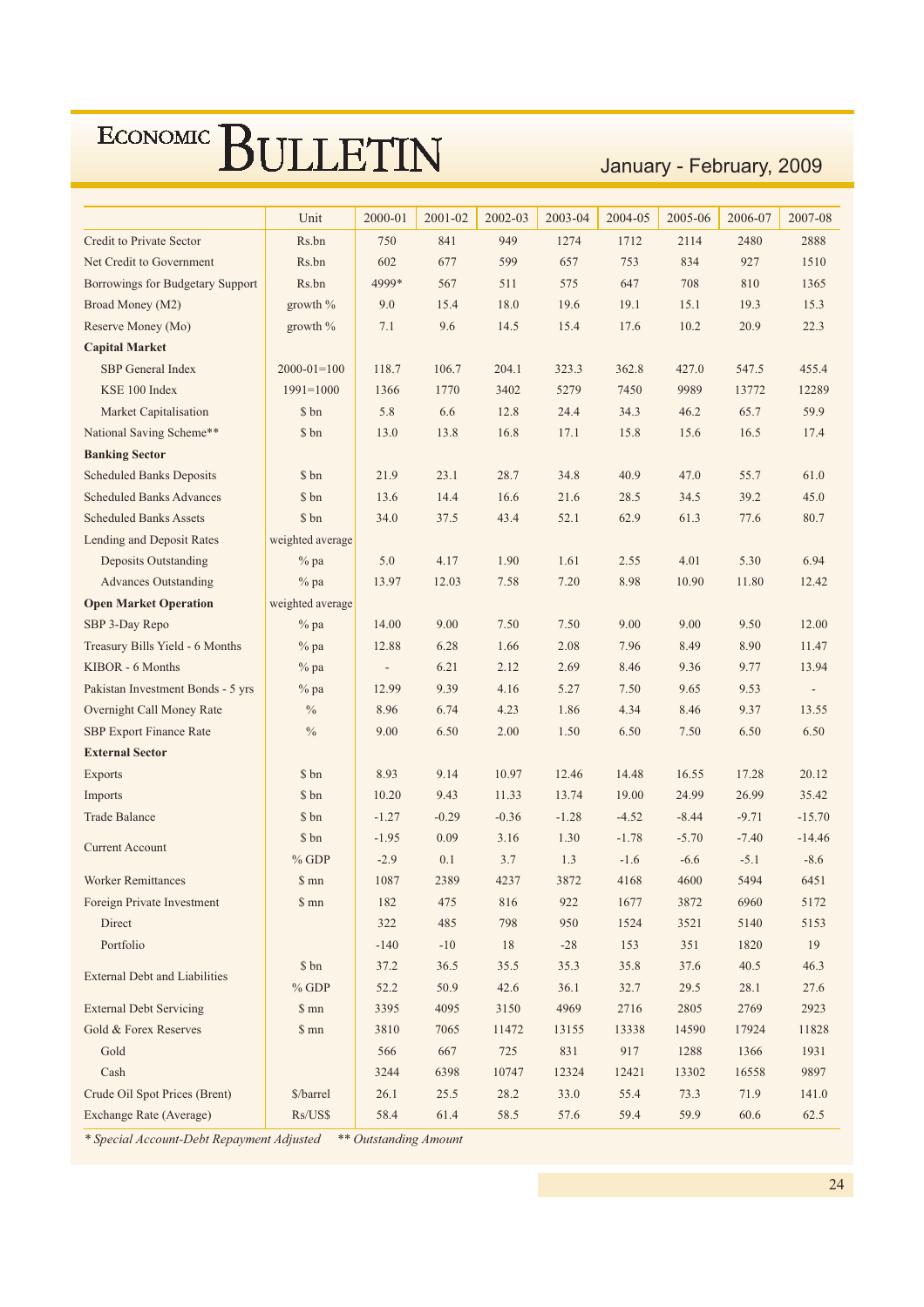| | Unit | 2000-01 | 2001-02 | 2002-03 | 2003-04 | 2004-05 | 2005-06 | 2006-07 | 2007-08 |
|---|---|---|---|---|---|---|---|---|---|
| Credit to Private Sector | Rs.bn | 750 | 841 | 949 | 1274 | 1712 | 2114 | 2480 | 2888 |
| Net Credit to Government | Rs.bn | 602 | 677 | 599 | 657 | 753 | 834 | 927 | 1510 |
| Borrowings for Budgetary Support | Rs.bn | 4999* | 567 | 511 | 575 | 647 | 708 | 810 | 1365 |
| Broad Money (M2) | growth % | 9.0 | 15.4 | 18.0 | 19.6 | 19.1 | 15.1 | 19.3 | 15.3 |
| Reserve Money (Mo) | growth % | 7.1 | 9.6 | 14.5 | 15.4 | 17.6 | 10.2 | 20.9 | 22.3 |
| **Capital Market** | | | | | | | | | |
| SBP General Index | 2000-01=100 | 118.7 | 106.7 | 204.1 | 323.3 | 362.8 | 427.0 | 547.5 | 455.4 |
| KSE 100 Index | 1991=1000 | 1366 | 1770 | 3402 | 5279 | 7450 | 9989 | 13772 | 12289 |
| Market Capitalisation | $ bn | 5.8 | 6.6 | 12.8 | 24.4 | 34.3 | 46.2 | 65.7 | 59.9 |
| National Saving Scheme** | $ bn | 13.0 | 13.8 | 16.8 | 17.1 | 15.8 | 15.6 | 16.5 | 17.4 |
| **Banking Sector** | | | | | | | | | |
| Scheduled Banks Deposits | $ bn | 21.9 | 23.1 | 28.7 | 34.8 | 40.9 | 47.0 | 55.7 | 61.0 |
| Scheduled Banks Advances | $ bn | 13.6 | 14.4 | 16.6 | 21.6 | 28.5 | 34.5 | 39.2 | 45.0 |
| Scheduled Banks Assets | $ bn | 34.0 | 37.5 | 43.4 | 52.1 | 62.9 | 61.3 | 77.6 | 80.7 |
| Lending and Deposit Rates | weighted average | | | | | | | | |
| Deposits Outstanding | % pa | 5.0 | 4.17 | 1.90 | 1.61 | 2.55 | 4.01 | 5.30 | 6.94 |
| Advances Outstanding | % pa | 13.97 | 12.03 | 7.58 | 7.20 | 8.98 | 10.90 | 11.80 | 12.42 |
| **Open Market Operation** | weighted average | | | | | | | | |
| SBP 3-Day Repo | % pa | 14.00 | 9.00 | 7.50 | 7.50 | 9.00 | 9.00 | 9.50 | 12.00 |
| Treasury Bills Yield - 6 Months | % pa | 12.88 | 6.28 | 1.66 | 2.08 | 7.96 | 8.49 | 8.90 | 11.47 |
| KIBOR - 6 Months | % pa | - | 6.21 | 2.12 | 2.69 | 8.46 | 9.36 | 9.77 | 13.94 |
| Pakistan Investment Bonds - 5 yrs | % pa | 12.99 | 9.39 | 4.16 | 5.27 | 7.50 | 9.65 | 9.53 | - |
| Overnight Call Money Rate | % | 8.96 | 6.74 | 4.23 | 1.86 | 4.34 | 8.46 | 9.37 | 13.55 |
| SBP Export Finance Rate | % | 9.00 | 6.50 | 2.00 | 1.50 | 6.50 | 7.50 | 6.50 | 6.50 |
| **External Sector** | | | | | | | | | |
| Exports | $ bn | 8.93 | 9.14 | 10.97 | 12.46 | 14.48 | 16.55 | 17.28 | 20.12 |
| Imports | $ bn | 10.20 | 9.43 | 11.33 | 13.74 | 19.00 | 24.99 | 26.99 | 35.42 |
| Trade Balance | $ bn | -1.27 | -0.29 | -0.36 | -1.28 | -4.52 | -8.44 | -9.71 | -15.70 |
| Current Account | $ bn | -1.95 | 0.09 | 3.16 | 1.30 | -1.78 | -5.70 | -7.40 | -14.46 |
| | % GDP | -2.9 | 0.1 | 3.7 | 1.3 | -1.6 | -6.6 | -5.1 | -8.6 |
| Worker Remittances | $ mn | 1087 | 2389 | 4237 | 3872 | 4168 | 4600 | 5494 | 6451 |
| Foreign Private Investment | $ mn | 182 | 475 | 816 | 922 | 1677 | 3872 | 6960 | 5172 |
| Direct | | 322 | 485 | 798 | 950 | 1524 | 3521 | 5140 | 5153 |
| Portfolio | | -140 | -10 | 18 | -28 | 153 | 351 | 1820 | 19 |
| External Debt and Liabilities | $ bn | 37.2 | 36.5 | 35.5 | 35.3 | 35.8 | 37.6 | 40.5 | 46.3 |
| | % GDP | 52.2 | 50.9 | 42.6 | 36.1 | 32.7 | 29.5 | 28.1 | 27.6 |
| External Debt Servicing | $ mn | 3395 | 4095 | 3150 | 4969 | 2716 | 2805 | 2769 | 2923 |
| Gold & Forex Reserves | $ mn | 3810 | 7065 | 11472 | 13155 | 13338 | 14590 | 17924 | 11828 |
| Gold | | 566 | 667 | 725 | 831 | 917 | 1288 | 1366 | 1931 |
| Cash | | 3244 | 6398 | 10747 | 12324 | 12421 | 13302 | 16558 | 9897 |
| Crude Oil Spot Prices (Brent) | $/barrel | 26.1 | 25.5 | 28.2 | 33.0 | 55.4 | 73.3 | 71.9 | 141.0 |
| Exchange Rate (Average) | Rs/US$ | 58.4 | 61.4 | 58.5 | 57.6 | 59.4 | 59.9 | 60.6 | 62.5 |

*\* Special Account-Debt Repayment Adjusted* *\*\* Outstanding Amount*